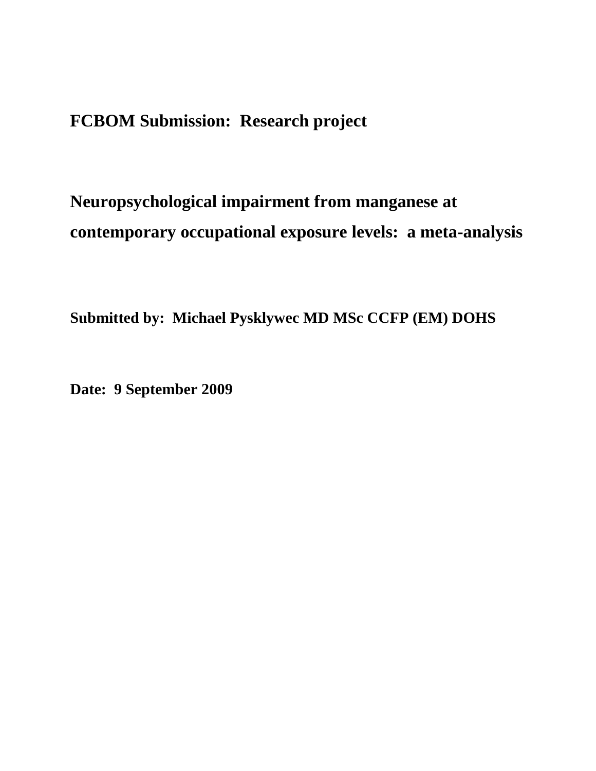**FCBOM Submission: Research project**

# Neuropsychological impairment from manganese at contemporary occupational exposure levels: a meta-analysis

**Submitted by: Michael Pysklywec MD MSc CCFP (EM) DOHS**

**Date: 9 September 2009**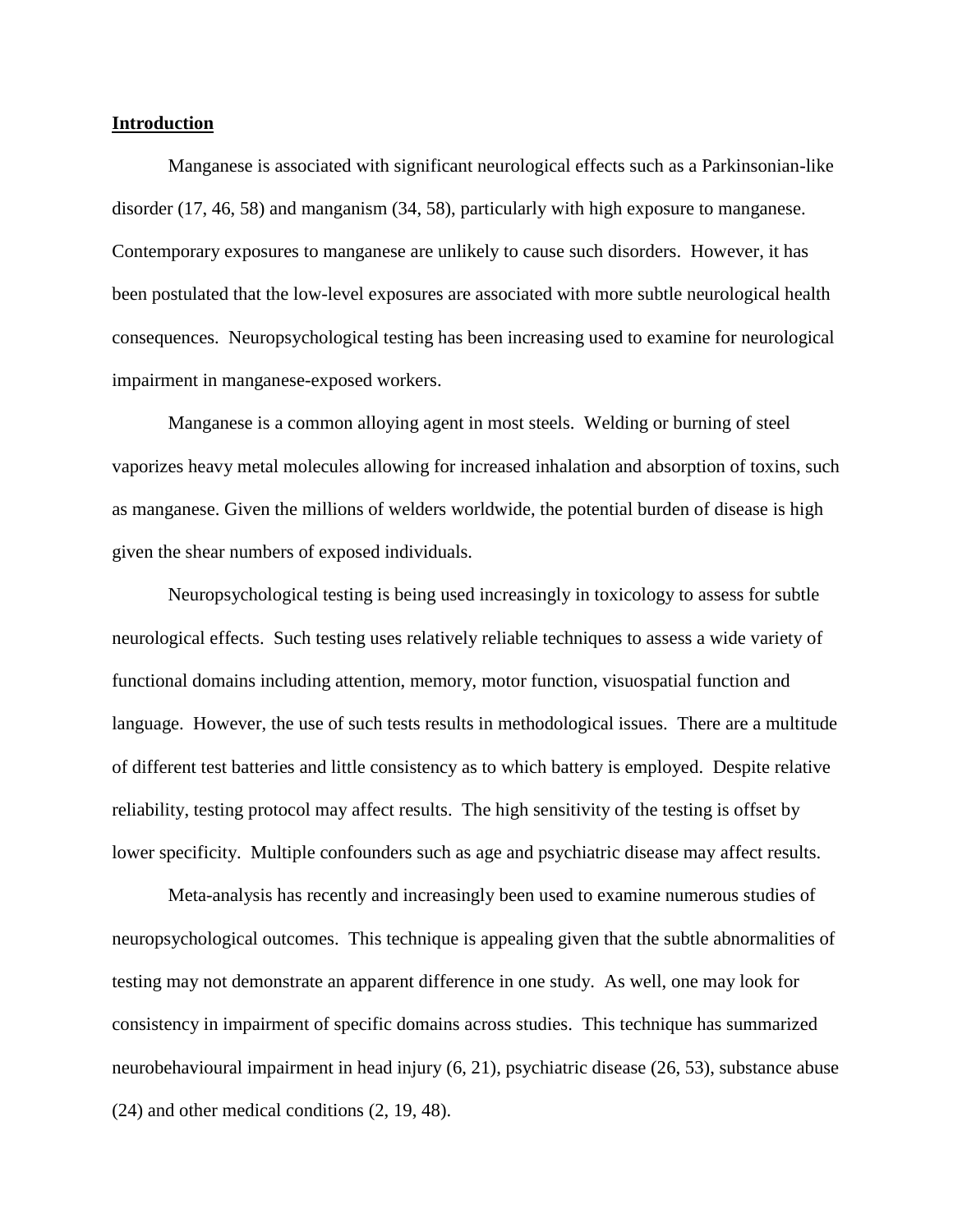## <u>Introduction</u>

Manganese is associated with significant neurological effects such as a Parkinsonian-like disorder (17, 46, 58) and manganism (34, 58), particularly with high exposure to manganese. Contemporary exposures to manganese are unlikely to cause such disorders. However, it has been postulated that the low-level exposures are associated with more subtle neurological health consequences. Neuropsychological testing has been increasing used to examine for neurological impairment in manganese-exposed workers.

Manganese is a common alloying agent in most steels. Welding or burning of steel vaporizes heavy metal molecules allowing for increased inhalation and absorption of toxins, such as manganese. Given the millions of welders worldwide, the potential burden of disease is high given the shear numbers of exposed individuals.

Neuropsychological testing is being used increasingly in toxicology to assess for subtle neurological effects. Such testing uses relatively reliable techniques to assess a wide variety of functional domains including attention, memory, motor function, visuospatial function and language. However, the use of such tests results in methodological issues. There are a multitude of different test batteries and little consistency as to which battery is employed. Despite relative reliability, testing protocol may affect results. The high sensitivity of the testing is offset by lower specificity. Multiple confounders such as age and psychiatric disease may affect results.

Meta-analysis has recently and increasingly been used to examine numerous studies of neuropsychological outcomes. This technique is appealing given that the subtle abnormalities of testing may not demonstrate an apparent difference in one study. As well, one may look for consistency in impairment of specific domains across studies. This technique has summarized neurobehavioural impairment in head injury (6, 21), psychiatric disease (26, 53), substance abuse (24) and other medical conditions (2, 19, 48).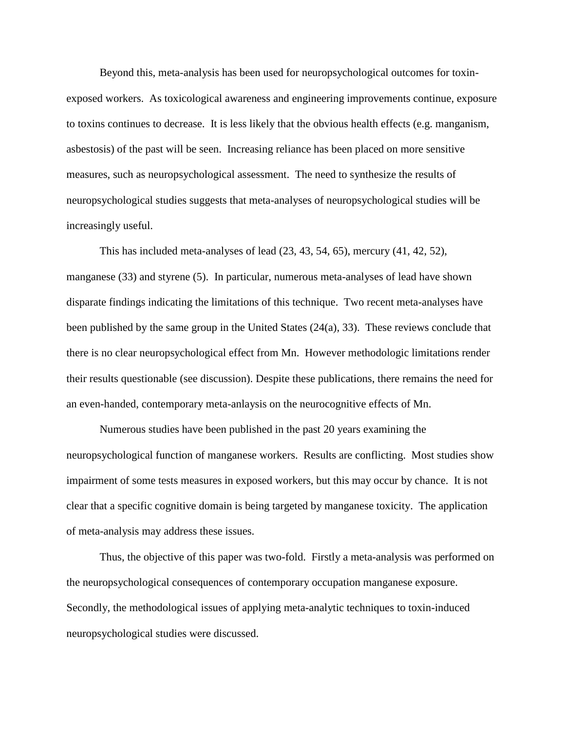Beyond this, meta-analysis has been used for neuropsychological outcomes for toxin-exposed workers. As toxicological awareness and engineering improvements continue, exposure to toxins continues to decrease. It is less likely that the obvious health effects (e.g. manganism, asbestosis) of the past will be seen. Increasing reliance has been placed on more sensitive measures, such as neuropsychological assessment. The need to synthesize the results of neuropsychological studies suggests that meta-analyses of neuropsychological studies will be increasingly useful.

This has included meta-analyses of lead (23, 43, 54, 65), mercury (41, 42, 52), manganese (33) and styrene (5). In particular, numerous meta-analyses of lead have shown disparate findings indicating the limitations of this technique. Two recent meta-analyses have been published by the same group in the United States (24(a), 33). These reviews conclude that there is no clear neuropsychological effect from Mn. However methodologic limitations render their results questionable (see discussion). Despite these publications, there remains the need for an even-handed, contemporary meta-anlaysis on the neurocognitive effects of Mn.

Numerous studies have been published in the past 20 years examining the neuropsychological function of manganese workers. Results are conflicting. Most studies show impairment of some tests measures in exposed workers, but this may occur by chance. It is not clear that a specific cognitive domain is being targeted by manganese toxicity. The application of meta-analysis may address these issues.

Thus, the objective of this paper was two-fold. Firstly a meta-analysis was performed on the neuropsychological consequences of contemporary occupation manganese exposure. Secondly, the methodological issues of applying meta-analytic techniques to toxin-induced neuropsychological studies were discussed.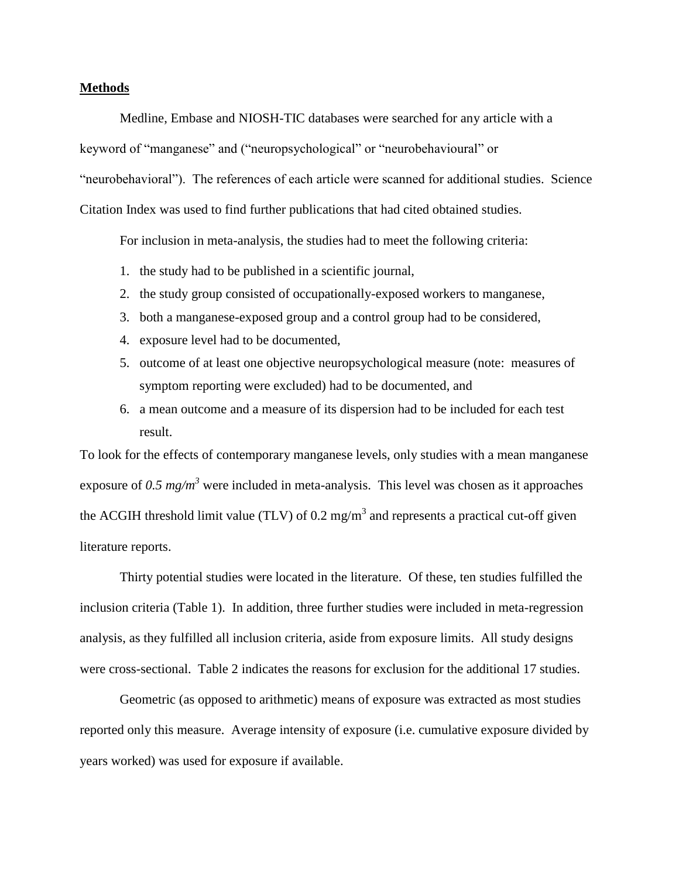## Methods

Medline, Embase and NIOSH-TIC databases were searched for any article with a keyword of "manganese" and ("neuropsychological" or "neurobehavioural" or "neurobehavioral"). The references of each article were scanned for additional studies. Science Citation Index was used to find further publications that had cited obtained studies.

For inclusion in meta-analysis, the studies had to meet the following criteria:

1. the study had to be published in a scientific journal,
2. the study group consisted of occupationally-exposed workers to manganese,
3. both a manganese-exposed group and a control group had to be considered,
4. exposure level had to be documented,
5. outcome of at least one objective neuropsychological measure (note: measures of symptom reporting were excluded) had to be documented, and
6. a mean outcome and a measure of its dispersion had to be included for each test result.

To look for the effects of contemporary manganese levels, only studies with a mean manganese exposure of *0.5 mg/m$^3$* were included in meta-analysis. This level was chosen as it approaches the ACGIH threshold limit value (TLV) of 0.2 mg/m$^3$ and represents a practical cut-off given literature reports.

Thirty potential studies were located in the literature. Of these, ten studies fulfilled the inclusion criteria (Table 1). In addition, three further studies were included in meta-regression analysis, as they fulfilled all inclusion criteria, aside from exposure limits. All study designs were cross-sectional. Table 2 indicates the reasons for exclusion for the additional 17 studies.

Geometric (as opposed to arithmetic) means of exposure was extracted as most studies reported only this measure. Average intensity of exposure (i.e. cumulative exposure divided by years worked) was used for exposure if available.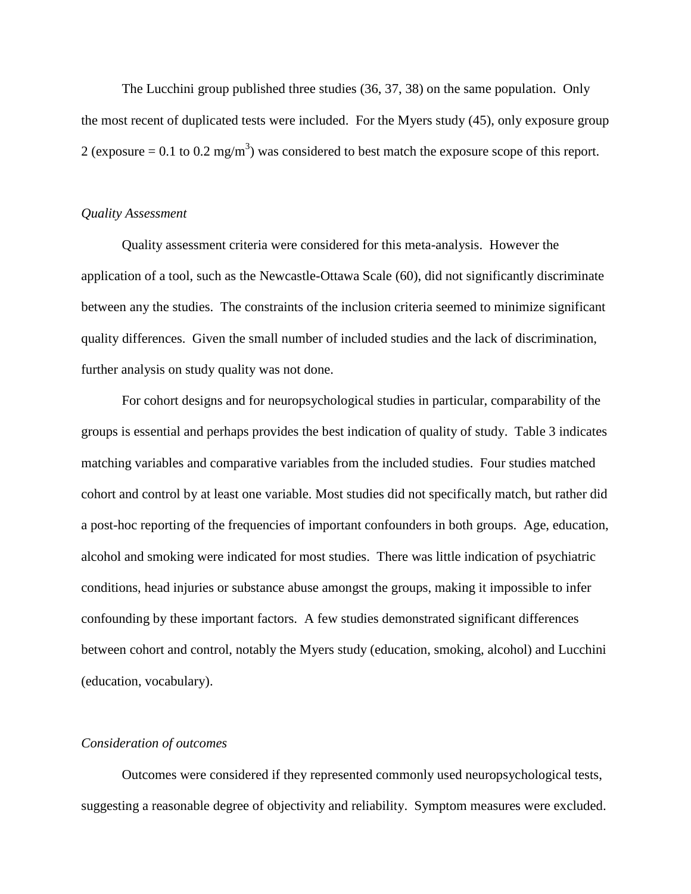The Lucchini group published three studies (36, 37, 38) on the same population. Only the most recent of duplicated tests were included. For the Myers study (45), only exposure group 2 (exposure = 0.1 to 0.2 mg/m$^3$) was considered to best match the exposure scope of this report.

*Quality Assessment*

Quality assessment criteria were considered for this meta-analysis. However the application of a tool, such as the Newcastle-Ottawa Scale (60), did not significantly discriminate between any the studies. The constraints of the inclusion criteria seemed to minimize significant quality differences. Given the small number of included studies and the lack of discrimination, further analysis on study quality was not done.

For cohort designs and for neuropsychological studies in particular, comparability of the groups is essential and perhaps provides the best indication of quality of study. Table 3 indicates matching variables and comparative variables from the included studies. Four studies matched cohort and control by at least one variable. Most studies did not specifically match, but rather did a post-hoc reporting of the frequencies of important confounders in both groups. Age, education, alcohol and smoking were indicated for most studies. There was little indication of psychiatric conditions, head injuries or substance abuse amongst the groups, making it impossible to infer confounding by these important factors. A few studies demonstrated significant differences between cohort and control, notably the Myers study (education, smoking, alcohol) and Lucchini (education, vocabulary).

*Consideration of outcomes*

Outcomes were considered if they represented commonly used neuropsychological tests, suggesting a reasonable degree of objectivity and reliability. Symptom measures were excluded.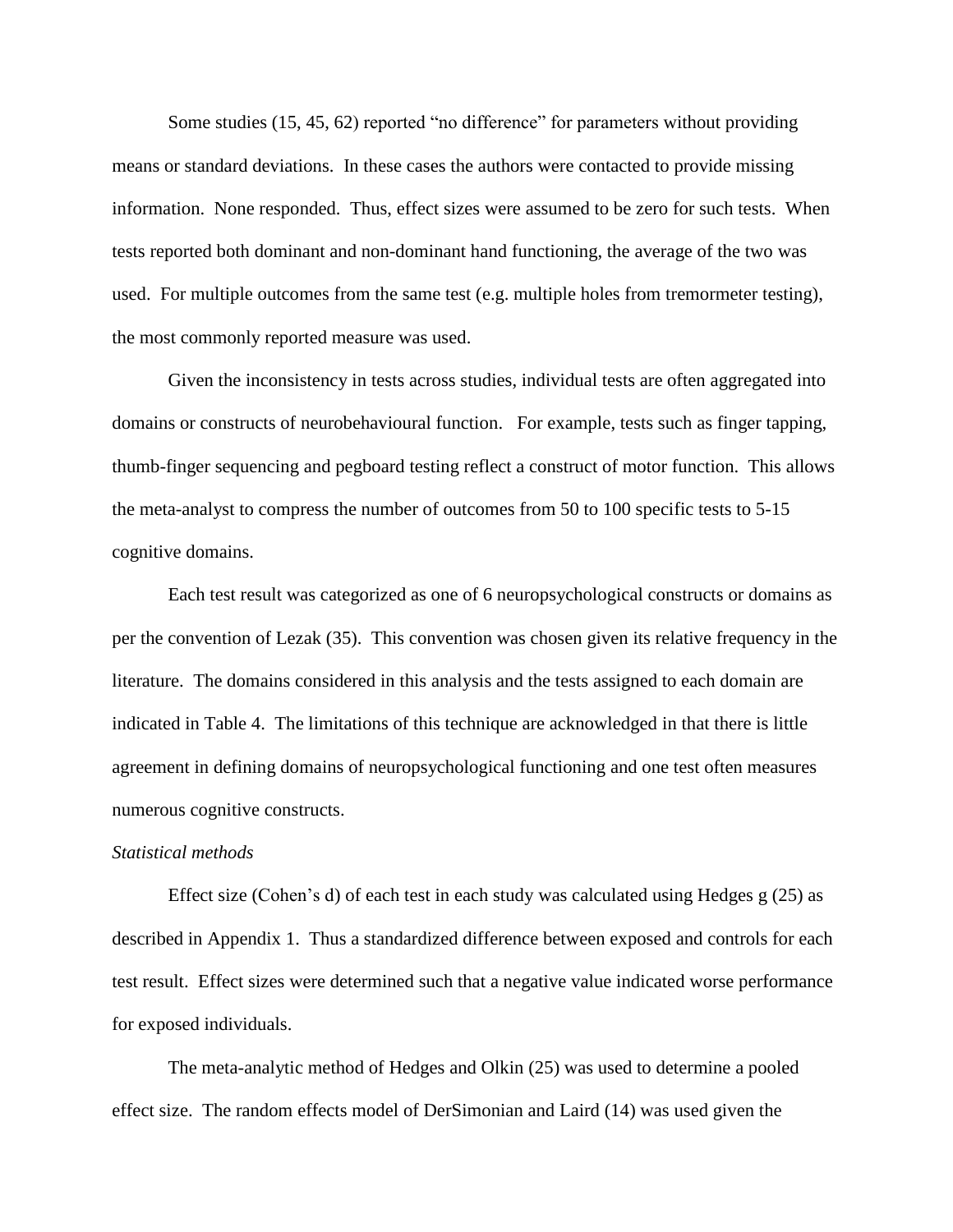Some studies (15, 45, 62) reported "no difference" for parameters without providing means or standard deviations. In these cases the authors were contacted to provide missing information. None responded. Thus, effect sizes were assumed to be zero for such tests. When tests reported both dominant and non-dominant hand functioning, the average of the two was used. For multiple outcomes from the same test (e.g. multiple holes from tremormeter testing), the most commonly reported measure was used.

Given the inconsistency in tests across studies, individual tests are often aggregated into domains or constructs of neurobehavioural function. For example, tests such as finger tapping, thumb-finger sequencing and pegboard testing reflect a construct of motor function. This allows the meta-analyst to compress the number of outcomes from 50 to 100 specific tests to 5-15 cognitive domains.

Each test result was categorized as one of 6 neuropsychological constructs or domains as per the convention of Lezak (35). This convention was chosen given its relative frequency in the literature. The domains considered in this analysis and the tests assigned to each domain are indicated in Table 4. The limitations of this technique are acknowledged in that there is little agreement in defining domains of neuropsychological functioning and one test often measures numerous cognitive constructs.

*Statistical methods*

Effect size (Cohen's d) of each test in each study was calculated using Hedges g (25) as described in Appendix 1. Thus a standardized difference between exposed and controls for each test result. Effect sizes were determined such that a negative value indicated worse performance for exposed individuals.

The meta-analytic method of Hedges and Olkin (25) was used to determine a pooled effect size. The random effects model of DerSimonian and Laird (14) was used given the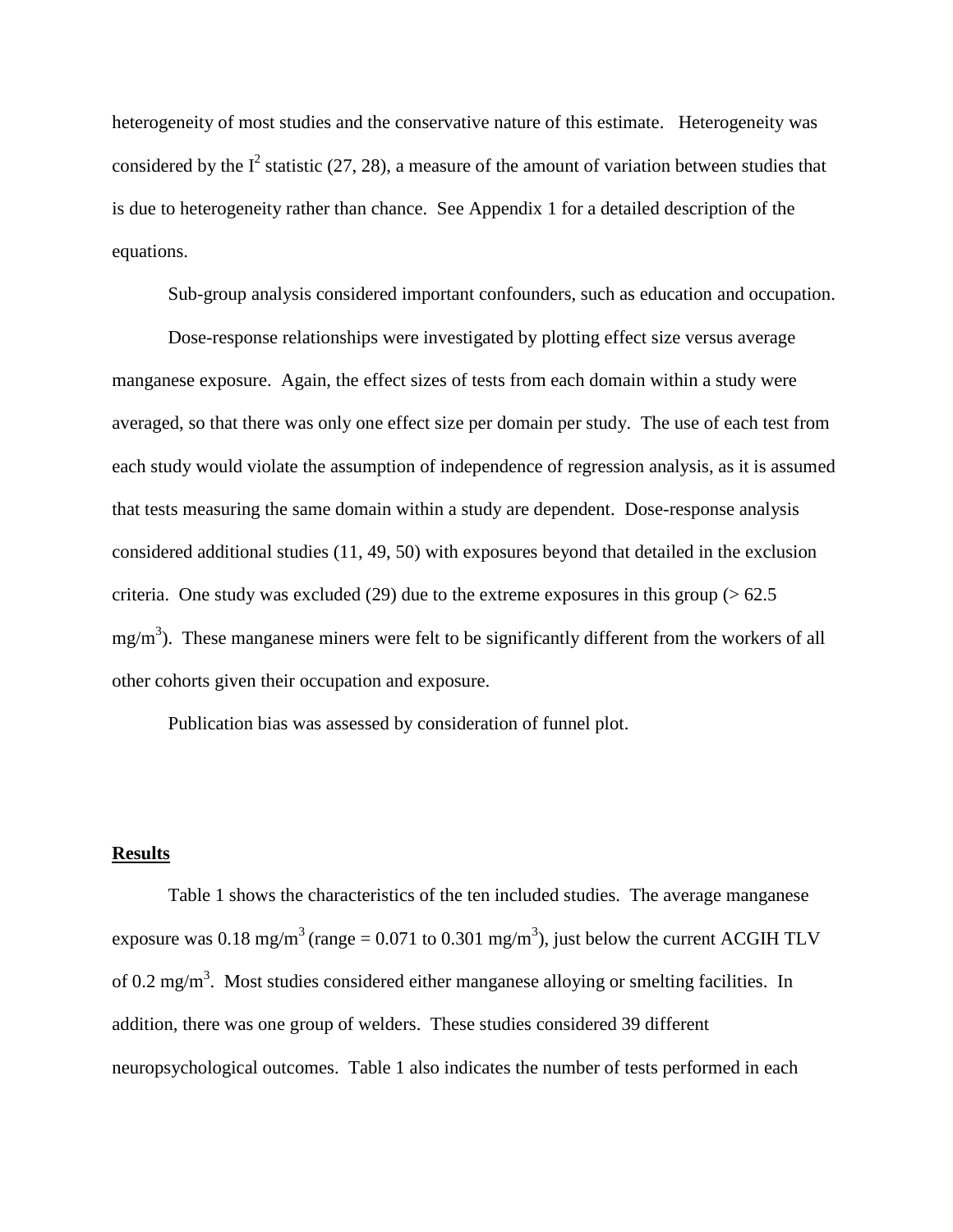heterogeneity of most studies and the conservative nature of this estimate. Heterogeneity was considered by the $I^2$ statistic (27, 28), a measure of the amount of variation between studies that is due to heterogeneity rather than chance. See Appendix 1 for a detailed description of the equations.

Sub-group analysis considered important confounders, such as education and occupation.

Dose-response relationships were investigated by plotting effect size versus average manganese exposure. Again, the effect sizes of tests from each domain within a study were averaged, so that there was only one effect size per domain per study. The use of each test from each study would violate the assumption of independence of regression analysis, as it is assumed that tests measuring the same domain within a study are dependent. Dose-response analysis considered additional studies (11, 49, 50) with exposures beyond that detailed in the exclusion criteria. One study was excluded (29) due to the extreme exposures in this group (> 62.5 $mg/m^3$). These manganese miners were felt to be significantly different from the workers of all other cohorts given their occupation and exposure.

Publication bias was assessed by consideration of funnel plot.

## Results

Table 1 shows the characteristics of the ten included studies. The average manganese exposure was 0.18 $mg/m^3$ (range = 0.071 to 0.301 $mg/m^3$), just below the current ACGIH TLV of 0.2 $mg/m^3$. Most studies considered either manganese alloying or smelting facilities. In addition, there was one group of welders. These studies considered 39 different neuropsychological outcomes. Table 1 also indicates the number of tests performed in each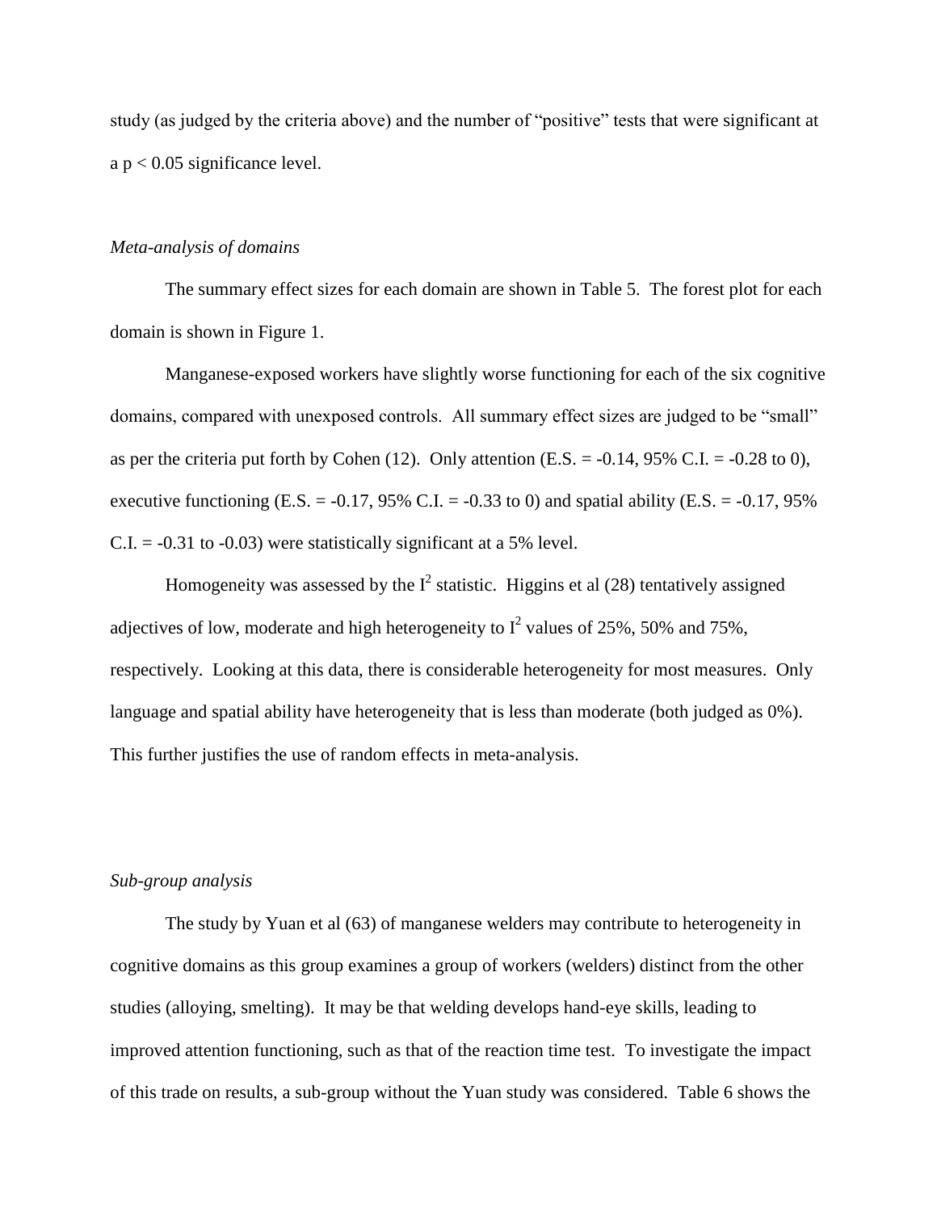study (as judged by the criteria above) and the number of "positive" tests that were significant at a $p < 0.05$ significance level.

*Meta-analysis of domains*

The summary effect sizes for each domain are shown in Table 5. The forest plot for each domain is shown in Figure 1.

Manganese-exposed workers have slightly worse functioning for each of the six cognitive domains, compared with unexposed controls. All summary effect sizes are judged to be "small" as per the criteria put forth by Cohen (12). Only attention (E.S. = -0.14, 95% C.I. = -0.28 to 0), executive functioning (E.S. = -0.17, 95% C.I. = -0.33 to 0) and spatial ability (E.S. = -0.17, 95% C.I. = -0.31 to -0.03) were statistically significant at a 5% level.

Homogeneity was assessed by the $I^2$ statistic. Higgins et al (28) tentatively assigned adjectives of low, moderate and high heterogeneity to $I^2$ values of 25%, 50% and 75%, respectively. Looking at this data, there is considerable heterogeneity for most measures. Only language and spatial ability have heterogeneity that is less than moderate (both judged as 0%). This further justifies the use of random effects in meta-analysis.

*Sub-group analysis*

The study by Yuan et al (63) of manganese welders may contribute to heterogeneity in cognitive domains as this group examines a group of workers (welders) distinct from the other studies (alloying, smelting). It may be that welding develops hand-eye skills, leading to improved attention functioning, such as that of the reaction time test. To investigate the impact of this trade on results, a sub-group without the Yuan study was considered. Table 6 shows the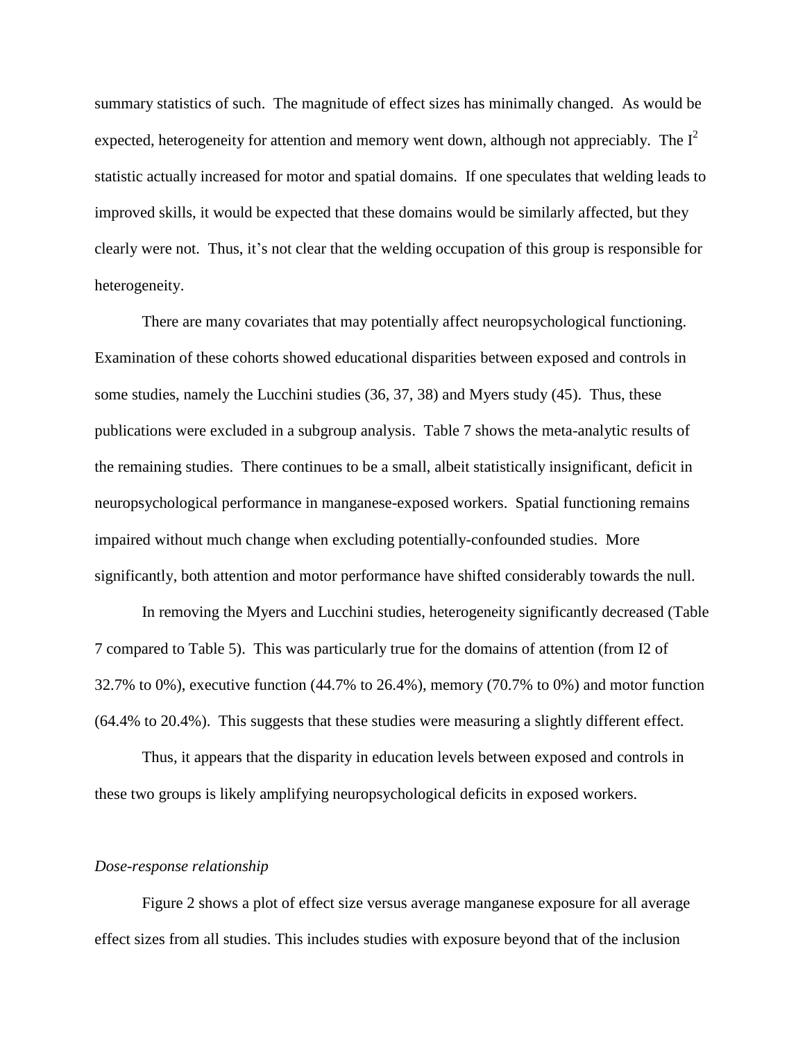summary statistics of such. The magnitude of effect sizes has minimally changed. As would be expected, heterogeneity for attention and memory went down, although not appreciably. The $I^2$ statistic actually increased for motor and spatial domains. If one speculates that welding leads to improved skills, it would be expected that these domains would be similarly affected, but they clearly were not. Thus, it's not clear that the welding occupation of this group is responsible for heterogeneity.

There are many covariates that may potentially affect neuropsychological functioning. Examination of these cohorts showed educational disparities between exposed and controls in some studies, namely the Lucchini studies (36, 37, 38) and Myers study (45). Thus, these publications were excluded in a subgroup analysis. Table 7 shows the meta-analytic results of the remaining studies. There continues to be a small, albeit statistically insignificant, deficit in neuropsychological performance in manganese-exposed workers. Spatial functioning remains impaired without much change when excluding potentially-confounded studies. More significantly, both attention and motor performance have shifted considerably towards the null.

In removing the Myers and Lucchini studies, heterogeneity significantly decreased (Table 7 compared to Table 5). This was particularly true for the domains of attention (from I2 of 32.7% to 0%), executive function (44.7% to 26.4%), memory (70.7% to 0%) and motor function (64.4% to 20.4%). This suggests that these studies were measuring a slightly different effect.

Thus, it appears that the disparity in education levels between exposed and controls in these two groups is likely amplifying neuropsychological deficits in exposed workers.

*Dose-response relationship*

Figure 2 shows a plot of effect size versus average manganese exposure for all average effect sizes from all studies. This includes studies with exposure beyond that of the inclusion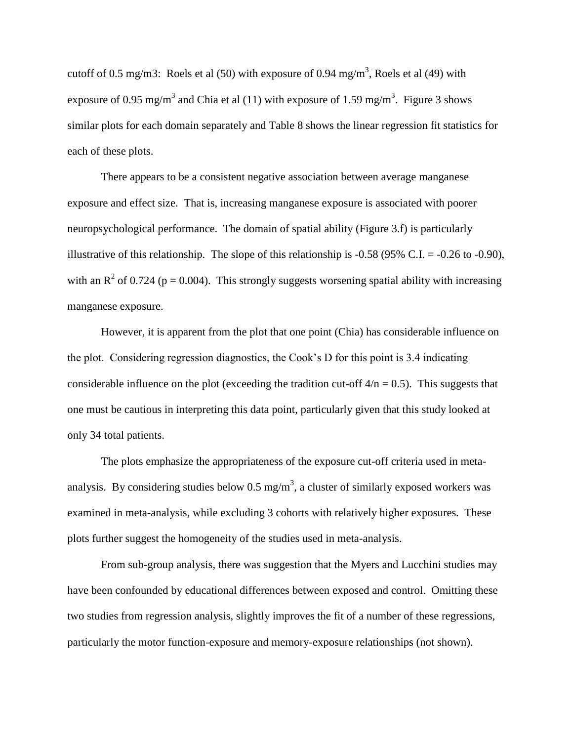cutoff of 0.5 mg/m3: Roels et al (50) with exposure of 0.94 mg/m$^3$, Roels et al (49) with exposure of 0.95 mg/m$^3$ and Chia et al (11) with exposure of 1.59 mg/m$^3$. Figure 3 shows similar plots for each domain separately and Table 8 shows the linear regression fit statistics for each of these plots.

There appears to be a consistent negative association between average manganese exposure and effect size. That is, increasing manganese exposure is associated with poorer neuropsychological performance. The domain of spatial ability (Figure 3.f) is particularly illustrative of this relationship. The slope of this relationship is -0.58 (95% C.I. = -0.26 to -0.90), with an $R^2$ of 0.724 ($p = 0.004$). This strongly suggests worsening spatial ability with increasing manganese exposure.

However, it is apparent from the plot that one point (Chia) has considerable influence on the plot. Considering regression diagnostics, the Cook's D for this point is 3.4 indicating considerable influence on the plot (exceeding the tradition cut-off $4/n = 0.5$). This suggests that one must be cautious in interpreting this data point, particularly given that this study looked at only 34 total patients.

The plots emphasize the appropriateness of the exposure cut-off criteria used in meta-analysis. By considering studies below 0.5 mg/m$^3$, a cluster of similarly exposed workers was examined in meta-analysis, while excluding 3 cohorts with relatively higher exposures. These plots further suggest the homogeneity of the studies used in meta-analysis.

From sub-group analysis, there was suggestion that the Myers and Lucchini studies may have been confounded by educational differences between exposed and control. Omitting these two studies from regression analysis, slightly improves the fit of a number of these regressions, particularly the motor function-exposure and memory-exposure relationships (not shown).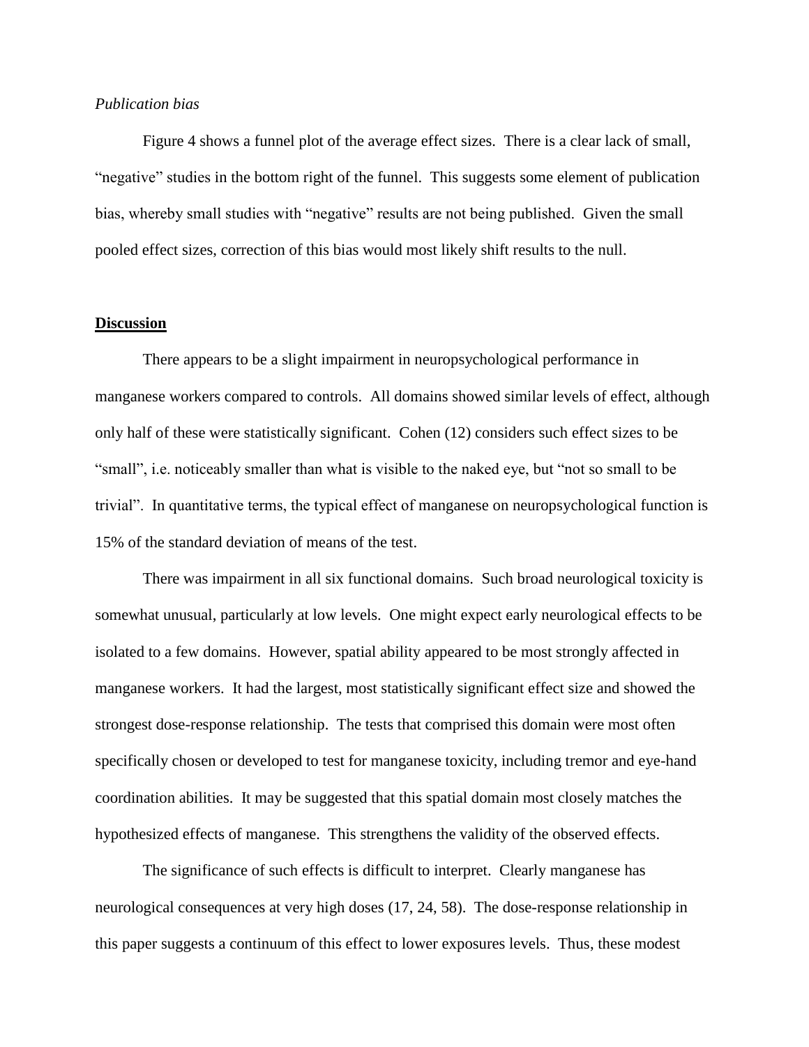*Publication bias*

Figure 4 shows a funnel plot of the average effect sizes. There is a clear lack of small, “negative” studies in the bottom right of the funnel. This suggests some element of publication bias, whereby small studies with “negative” results are not being published. Given the small pooled effect sizes, correction of this bias would most likely shift results to the null.

## Discussion

There appears to be a slight impairment in neuropsychological performance in manganese workers compared to controls. All domains showed similar levels of effect, although only half of these were statistically significant. Cohen (12) considers such effect sizes to be “small”, i.e. noticeably smaller than what is visible to the naked eye, but “not so small to be trivial”. In quantitative terms, the typical effect of manganese on neuropsychological function is 15% of the standard deviation of means of the test.

There was impairment in all six functional domains. Such broad neurological toxicity is somewhat unusual, particularly at low levels. One might expect early neurological effects to be isolated to a few domains. However, spatial ability appeared to be most strongly affected in manganese workers. It had the largest, most statistically significant effect size and showed the strongest dose-response relationship. The tests that comprised this domain were most often specifically chosen or developed to test for manganese toxicity, including tremor and eye-hand coordination abilities. It may be suggested that this spatial domain most closely matches the hypothesized effects of manganese. This strengthens the validity of the observed effects.

The significance of such effects is difficult to interpret. Clearly manganese has neurological consequences at very high doses (17, 24, 58). The dose-response relationship in this paper suggests a continuum of this effect to lower exposures levels. Thus, these modest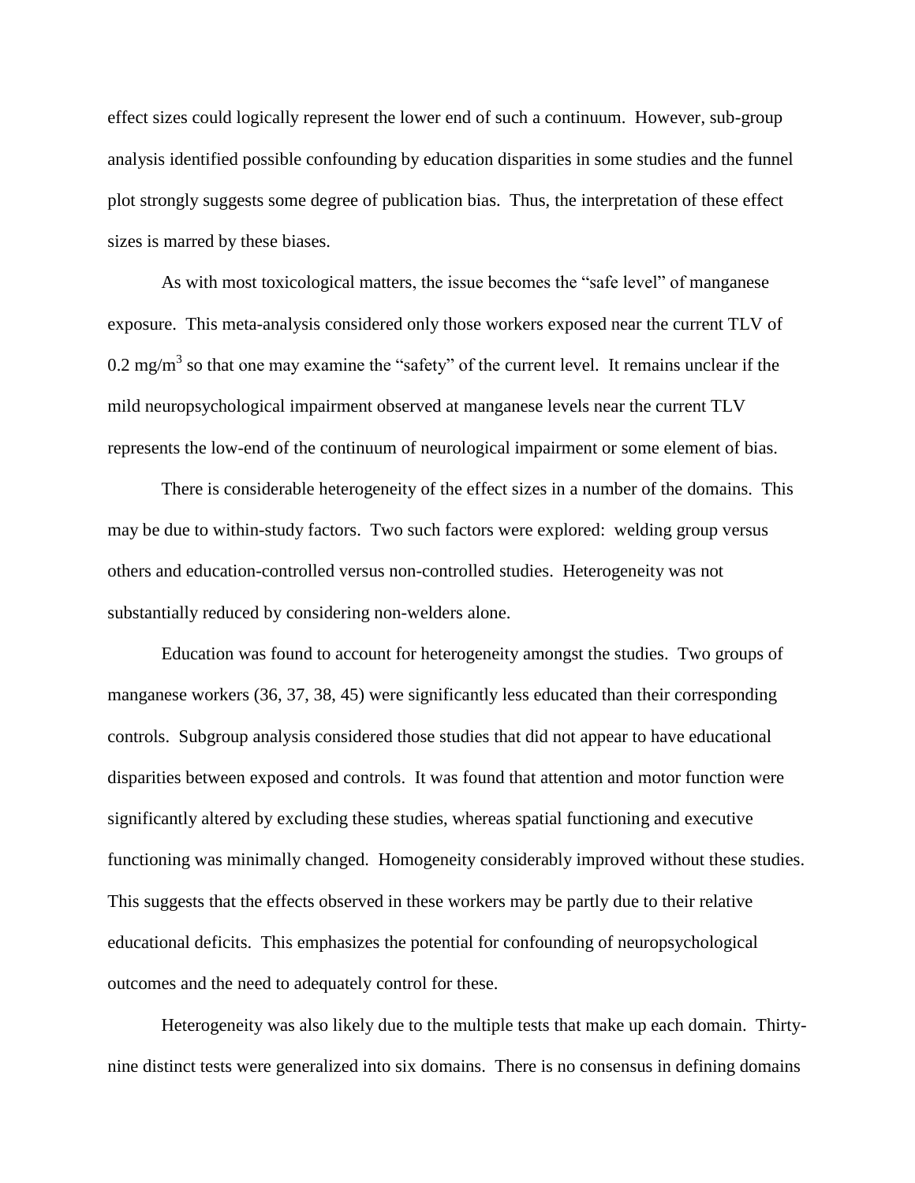effect sizes could logically represent the lower end of such a continuum. However, sub-group analysis identified possible confounding by education disparities in some studies and the funnel plot strongly suggests some degree of publication bias. Thus, the interpretation of these effect sizes is marred by these biases.

As with most toxicological matters, the issue becomes the "safe level" of manganese exposure. This meta-analysis considered only those workers exposed near the current TLV of 0.2 mg/m$^3$ so that one may examine the "safety" of the current level. It remains unclear if the mild neuropsychological impairment observed at manganese levels near the current TLV represents the low-end of the continuum of neurological impairment or some element of bias.

There is considerable heterogeneity of the effect sizes in a number of the domains. This may be due to within-study factors. Two such factors were explored: welding group versus others and education-controlled versus non-controlled studies. Heterogeneity was not substantially reduced by considering non-welders alone.

Education was found to account for heterogeneity amongst the studies. Two groups of manganese workers (36, 37, 38, 45) were significantly less educated than their corresponding controls. Subgroup analysis considered those studies that did not appear to have educational disparities between exposed and controls. It was found that attention and motor function were significantly altered by excluding these studies, whereas spatial functioning and executive functioning was minimally changed. Homogeneity considerably improved without these studies. This suggests that the effects observed in these workers may be partly due to their relative educational deficits. This emphasizes the potential for confounding of neuropsychological outcomes and the need to adequately control for these.

Heterogeneity was also likely due to the multiple tests that make up each domain. Thirty-nine distinct tests were generalized into six domains. There is no consensus in defining domains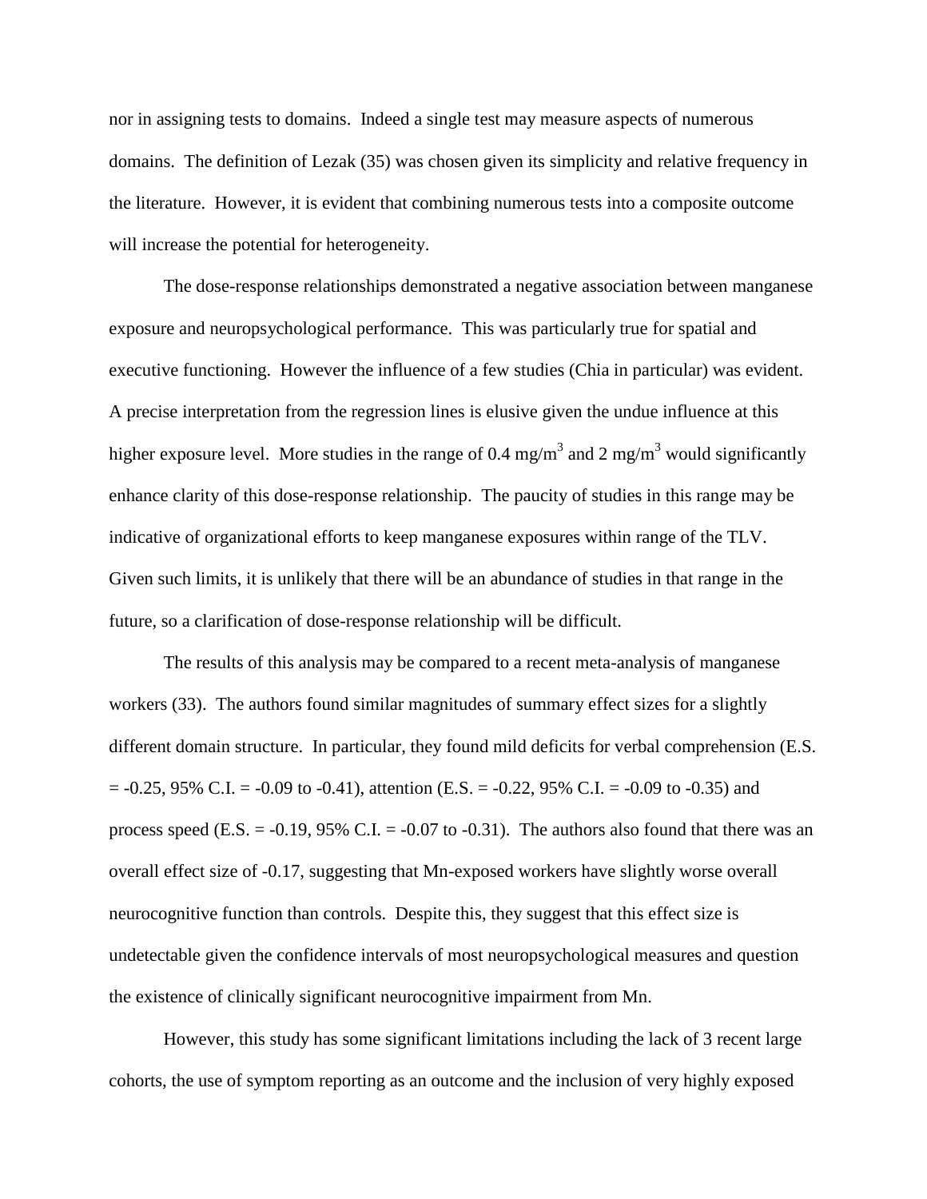nor in assigning tests to domains. Indeed a single test may measure aspects of numerous domains. The definition of Lezak (35) was chosen given its simplicity and relative frequency in the literature. However, it is evident that combining numerous tests into a composite outcome will increase the potential for heterogeneity.

The dose-response relationships demonstrated a negative association between manganese exposure and neuropsychological performance. This was particularly true for spatial and executive functioning. However the influence of a few studies (Chia in particular) was evident. A precise interpretation from the regression lines is elusive given the undue influence at this higher exposure level. More studies in the range of 0.4 mg/m$^3$ and 2 mg/m$^3$ would significantly enhance clarity of this dose-response relationship. The paucity of studies in this range may be indicative of organizational efforts to keep manganese exposures within range of the TLV. Given such limits, it is unlikely that there will be an abundance of studies in that range in the future, so a clarification of dose-response relationship will be difficult.

The results of this analysis may be compared to a recent meta-analysis of manganese workers (33). The authors found similar magnitudes of summary effect sizes for a slightly different domain structure. In particular, they found mild deficits for verbal comprehension (E.S. = -0.25, 95% C.I. = -0.09 to -0.41), attention (E.S. = -0.22, 95% C.I. = -0.09 to -0.35) and process speed (E.S. = -0.19, 95% C.I. = -0.07 to -0.31). The authors also found that there was an overall effect size of -0.17, suggesting that Mn-exposed workers have slightly worse overall neurocognitive function than controls. Despite this, they suggest that this effect size is undetectable given the confidence intervals of most neuropsychological measures and question the existence of clinically significant neurocognitive impairment from Mn.

However, this study has some significant limitations including the lack of 3 recent large cohorts, the use of symptom reporting as an outcome and the inclusion of very highly exposed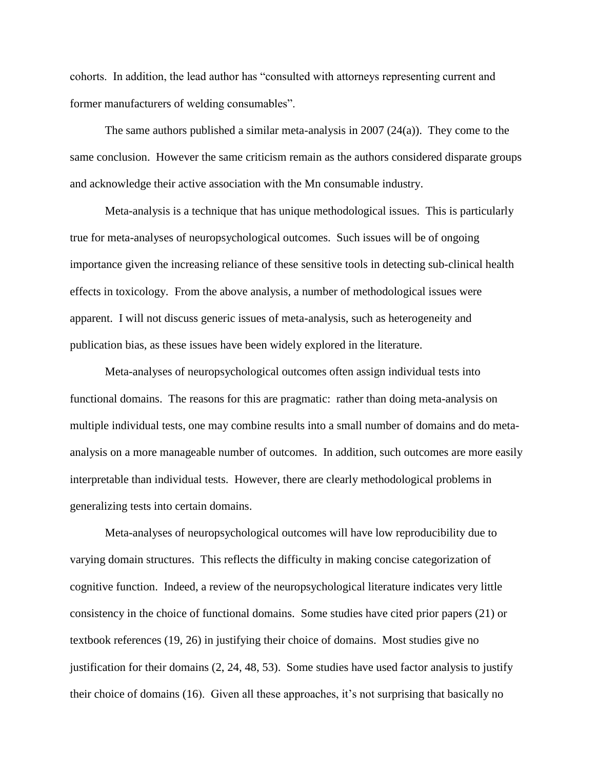cohorts. In addition, the lead author has "consulted with attorneys representing current and former manufacturers of welding consumables".

The same authors published a similar meta-analysis in 2007 (24(a)). They come to the same conclusion. However the same criticism remain as the authors considered disparate groups and acknowledge their active association with the Mn consumable industry.

Meta-analysis is a technique that has unique methodological issues. This is particularly true for meta-analyses of neuropsychological outcomes. Such issues will be of ongoing importance given the increasing reliance of these sensitive tools in detecting sub-clinical health effects in toxicology. From the above analysis, a number of methodological issues were apparent. I will not discuss generic issues of meta-analysis, such as heterogeneity and publication bias, as these issues have been widely explored in the literature.

Meta-analyses of neuropsychological outcomes often assign individual tests into functional domains. The reasons for this are pragmatic: rather than doing meta-analysis on multiple individual tests, one may combine results into a small number of domains and do meta-analysis on a more manageable number of outcomes. In addition, such outcomes are more easily interpretable than individual tests. However, there are clearly methodological problems in generalizing tests into certain domains.

Meta-analyses of neuropsychological outcomes will have low reproducibility due to varying domain structures. This reflects the difficulty in making concise categorization of cognitive function. Indeed, a review of the neuropsychological literature indicates very little consistency in the choice of functional domains. Some studies have cited prior papers (21) or textbook references (19, 26) in justifying their choice of domains. Most studies give no justification for their domains (2, 24, 48, 53). Some studies have used factor analysis to justify their choice of domains (16). Given all these approaches, it's not surprising that basically no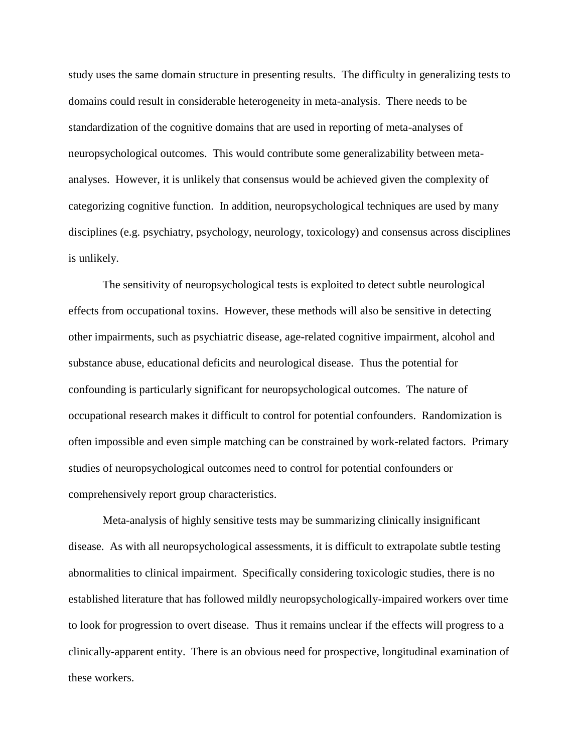study uses the same domain structure in presenting results. The difficulty in generalizing tests to domains could result in considerable heterogeneity in meta-analysis. There needs to be standardization of the cognitive domains that are used in reporting of meta-analyses of neuropsychological outcomes. This would contribute some generalizability between meta-analyses. However, it is unlikely that consensus would be achieved given the complexity of categorizing cognitive function. In addition, neuropsychological techniques are used by many disciplines (e.g. psychiatry, psychology, neurology, toxicology) and consensus across disciplines is unlikely.

The sensitivity of neuropsychological tests is exploited to detect subtle neurological effects from occupational toxins. However, these methods will also be sensitive in detecting other impairments, such as psychiatric disease, age-related cognitive impairment, alcohol and substance abuse, educational deficits and neurological disease. Thus the potential for confounding is particularly significant for neuropsychological outcomes. The nature of occupational research makes it difficult to control for potential confounders. Randomization is often impossible and even simple matching can be constrained by work-related factors. Primary studies of neuropsychological outcomes need to control for potential confounders or comprehensively report group characteristics.

Meta-analysis of highly sensitive tests may be summarizing clinically insignificant disease. As with all neuropsychological assessments, it is difficult to extrapolate subtle testing abnormalities to clinical impairment. Specifically considering toxicologic studies, there is no established literature that has followed mildly neuropsychologically-impaired workers over time to look for progression to overt disease. Thus it remains unclear if the effects will progress to a clinically-apparent entity. There is an obvious need for prospective, longitudinal examination of these workers.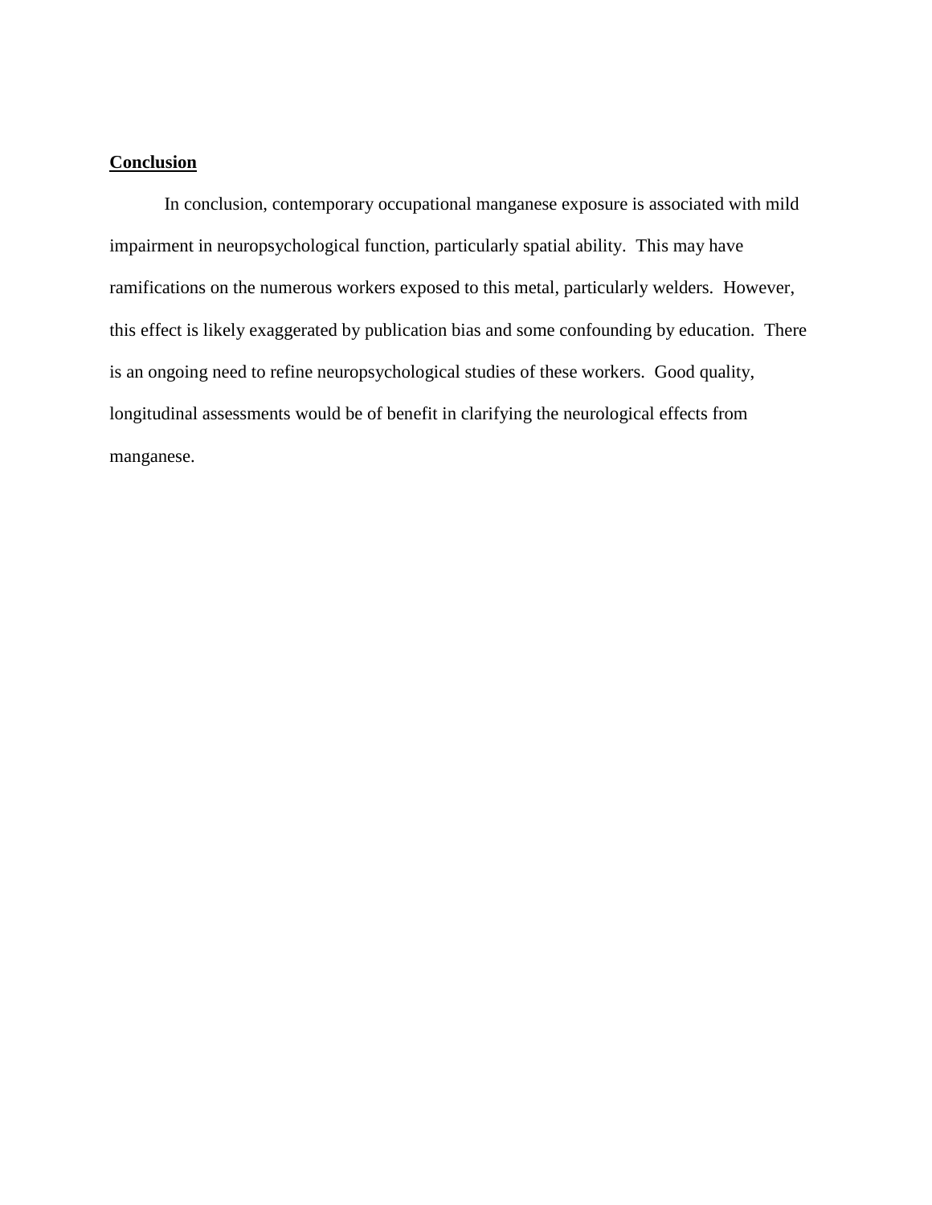## Conclusion

In conclusion, contemporary occupational manganese exposure is associated with mild impairment in neuropsychological function, particularly spatial ability. This may have ramifications on the numerous workers exposed to this metal, particularly welders. However, this effect is likely exaggerated by publication bias and some confounding by education. There is an ongoing need to refine neuropsychological studies of these workers. Good quality, longitudinal assessments would be of benefit in clarifying the neurological effects from manganese.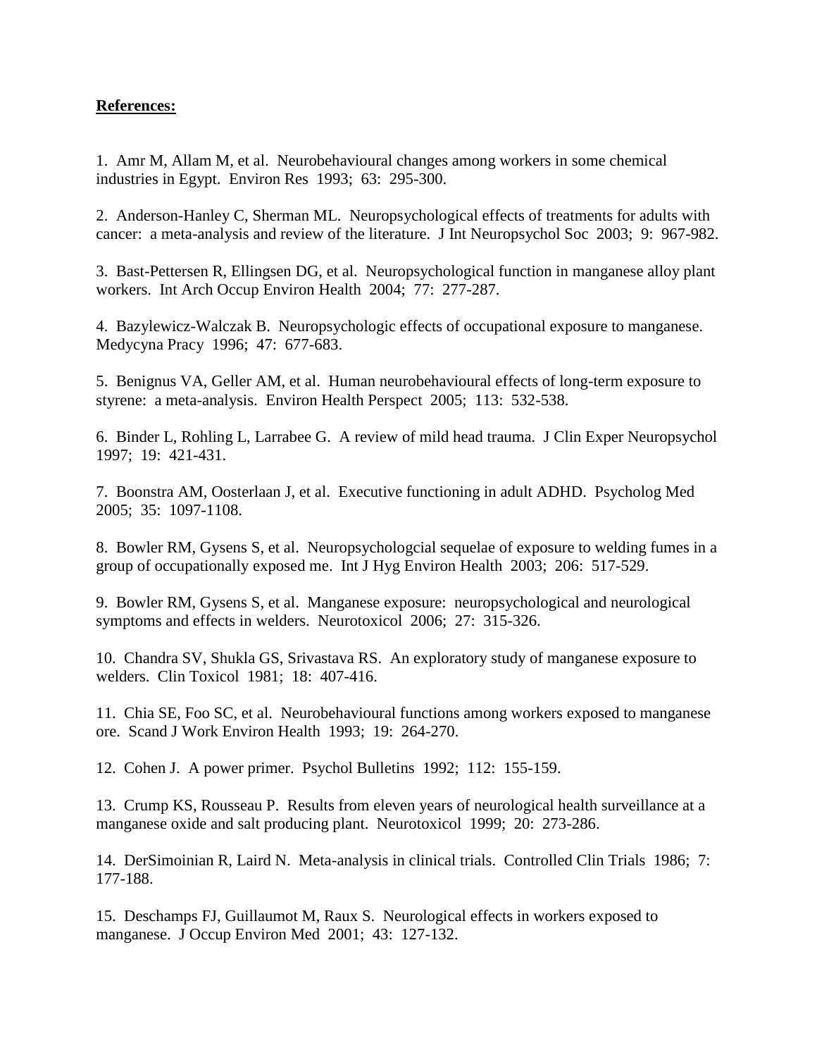**References:**

1. Amr M, Allam M, et al. Neurobehavioural changes among workers in some chemical industries in Egypt. Environ Res 1993; 63: 295-300.

2. Anderson-Hanley C, Sherman ML. Neuropsychological effects of treatments for adults with cancer: a meta-analysis and review of the literature. J Int Neuropsychol Soc 2003; 9: 967-982.

3. Bast-Pettersen R, Ellingsen DG, et al. Neuropsychological function in manganese alloy plant workers. Int Arch Occup Environ Health 2004; 77: 277-287.

4. Bazylewicz-Walczak B. Neuropsychologic effects of occupational exposure to manganese. Medycyna Pracy 1996; 47: 677-683.

5. Benignus VA, Geller AM, et al. Human neurobehavioural effects of long-term exposure to styrene: a meta-analysis. Environ Health Perspect 2005; 113: 532-538.

6. Binder L, Rohling L, Larrabee G. A review of mild head trauma. J Clin Exper Neuropsychol 1997; 19: 421-431.

7. Boonstra AM, Oosterlaan J, et al. Executive functioning in adult ADHD. Psycholog Med 2005; 35: 1097-1108.

8. Bowler RM, Gysens S, et al. Neuropsychologcial sequelae of exposure to welding fumes in a group of occupationally exposed me. Int J Hyg Environ Health 2003; 206: 517-529.

9. Bowler RM, Gysens S, et al. Manganese exposure: neuropsychological and neurological symptoms and effects in welders. Neurotoxicol 2006; 27: 315-326.

10. Chandra SV, Shukla GS, Srivastava RS. An exploratory study of manganese exposure to welders. Clin Toxicol 1981; 18: 407-416.

11. Chia SE, Foo SC, et al. Neurobehavioural functions among workers exposed to manganese ore. Scand J Work Environ Health 1993; 19: 264-270.

12. Cohen J. A power primer. Psychol Bulletins 1992; 112: 155-159.

13. Crump KS, Rousseau P. Results from eleven years of neurological health surveillance at a manganese oxide and salt producing plant. Neurotoxicol 1999; 20: 273-286.

14. DerSimoinian R, Laird N. Meta-analysis in clinical trials. Controlled Clin Trials 1986; 7: 177-188.

15. Deschamps FJ, Guillaumot M, Raux S. Neurological effects in workers exposed to manganese. J Occup Environ Med 2001; 43: 127-132.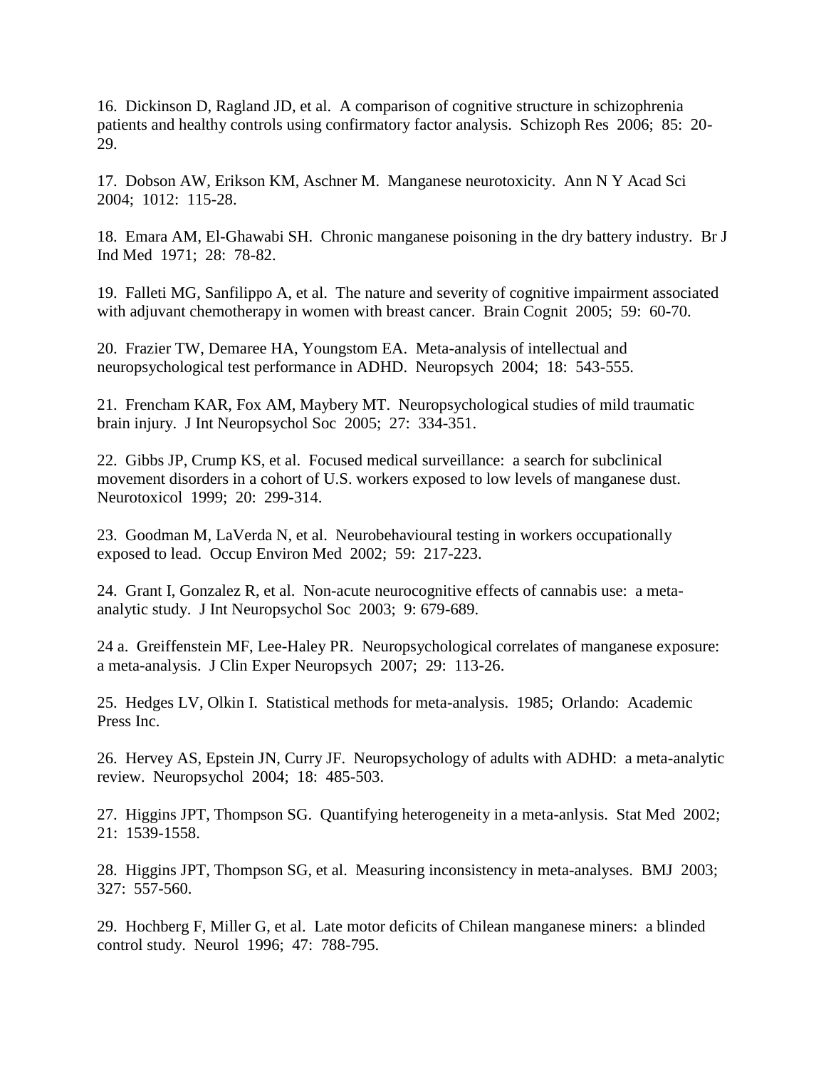16. Dickinson D, Ragland JD, et al. A comparison of cognitive structure in schizophrenia patients and healthy controls using confirmatory factor analysis. Schizoph Res 2006; 85: 20-29.

17. Dobson AW, Erikson KM, Aschner M. Manganese neurotoxicity. Ann N Y Acad Sci 2004; 1012: 115-28.

18. Emara AM, El-Ghawabi SH. Chronic manganese poisoning in the dry battery industry. Br J Ind Med 1971; 28: 78-82.

19. Falleti MG, Sanfilippo A, et al. The nature and severity of cognitive impairment associated with adjuvant chemotherapy in women with breast cancer. Brain Cognit 2005; 59: 60-70.

20. Frazier TW, Demaree HA, Youngstom EA. Meta-analysis of intellectual and neuropsychological test performance in ADHD. Neuropsych 2004; 18: 543-555.

21. Frencham KAR, Fox AM, Maybery MT. Neuropsychological studies of mild traumatic brain injury. J Int Neuropsychol Soc 2005; 27: 334-351.

22. Gibbs JP, Crump KS, et al. Focused medical surveillance: a search for subclinical movement disorders in a cohort of U.S. workers exposed to low levels of manganese dust. Neurotoxicol 1999; 20: 299-314.

23. Goodman M, LaVerda N, et al. Neurobehavioural testing in workers occupationally exposed to lead. Occup Environ Med 2002; 59: 217-223.

24. Grant I, Gonzalez R, et al. Non-acute neurocognitive effects of cannabis use: a meta-analytic study. J Int Neuropsychol Soc 2003; 9: 679-689.

24 a. Greiffenstein MF, Lee-Haley PR. Neuropsychological correlates of manganese exposure: a meta-analysis. J Clin Exper Neuropsych 2007; 29: 113-26.

25. Hedges LV, Olkin I. Statistical methods for meta-analysis. 1985; Orlando: Academic Press Inc.

26. Hervey AS, Epstein JN, Curry JF. Neuropsychology of adults with ADHD: a meta-analytic review. Neuropsychol 2004; 18: 485-503.

27. Higgins JPT, Thompson SG. Quantifying heterogeneity in a meta-anlysis. Stat Med 2002; 21: 1539-1558.

28. Higgins JPT, Thompson SG, et al. Measuring inconsistency in meta-analyses. BMJ 2003; 327: 557-560.

29. Hochberg F, Miller G, et al. Late motor deficits of Chilean manganese miners: a blinded control study. Neurol 1996; 47: 788-795.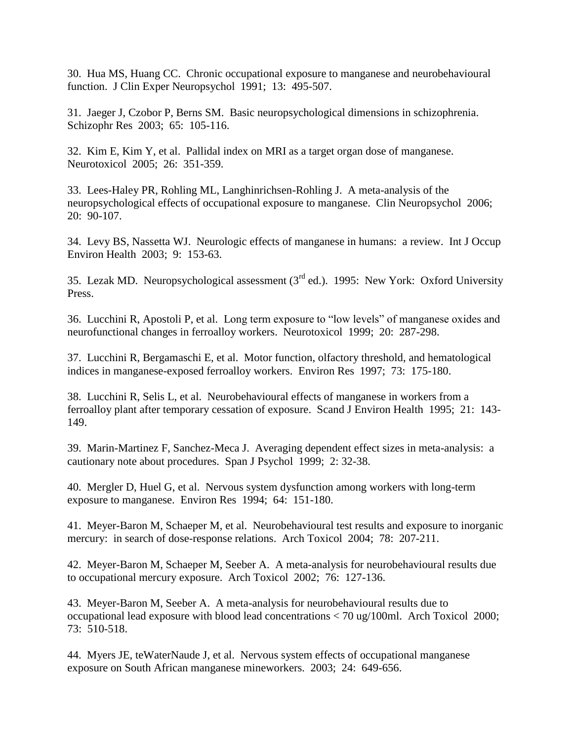30. Hua MS, Huang CC. Chronic occupational exposure to manganese and neurobehavioural function. J Clin Exper Neuropsychol 1991; 13: 495-507.

31. Jaeger J, Czobor P, Berns SM. Basic neuropsychological dimensions in schizophrenia. Schizophr Res 2003; 65: 105-116.

32. Kim E, Kim Y, et al. Pallidal index on MRI as a target organ dose of manganese. Neurotoxicol 2005; 26: 351-359.

33. Lees-Haley PR, Rohling ML, Langhinrichsen-Rohling J. A meta-analysis of the neuropsychological effects of occupational exposure to manganese. Clin Neuropsychol 2006; 20: 90-107.

34. Levy BS, Nassetta WJ. Neurologic effects of manganese in humans: a review. Int J Occup Environ Health 2003; 9: 153-63.

35. Lezak MD. Neuropsychological assessment (3rd ed.). 1995: New York: Oxford University Press.

36. Lucchini R, Apostoli P, et al. Long term exposure to "low levels" of manganese oxides and neurofunctional changes in ferroalloy workers. Neurotoxicol 1999; 20: 287-298.

37. Lucchini R, Bergamaschi E, et al. Motor function, olfactory threshold, and hematological indices in manganese-exposed ferroalloy workers. Environ Res 1997; 73: 175-180.

38. Lucchini R, Selis L, et al. Neurobehavioural effects of manganese in workers from a ferroalloy plant after temporary cessation of exposure. Scand J Environ Health 1995; 21: 143-149.

39. Marin-Martinez F, Sanchez-Meca J. Averaging dependent effect sizes in meta-analysis: a cautionary note about procedures. Span J Psychol 1999; 2: 32-38.

40. Mergler D, Huel G, et al. Nervous system dysfunction among workers with long-term exposure to manganese. Environ Res 1994; 64: 151-180.

41. Meyer-Baron M, Schaeper M, et al. Neurobehavioural test results and exposure to inorganic mercury: in search of dose-response relations. Arch Toxicol 2004; 78: 207-211.

42. Meyer-Baron M, Schaeper M, Seeber A. A meta-analysis for neurobehavioural results due to occupational mercury exposure. Arch Toxicol 2002; 76: 127-136.

43. Meyer-Baron M, Seeber A. A meta-analysis for neurobehavioural results due to occupational lead exposure with blood lead concentrations < 70 ug/100ml. Arch Toxicol 2000; 73: 510-518.

44. Myers JE, teWaterNaude J, et al. Nervous system effects of occupational manganese exposure on South African manganese mineworkers. 2003; 24: 649-656.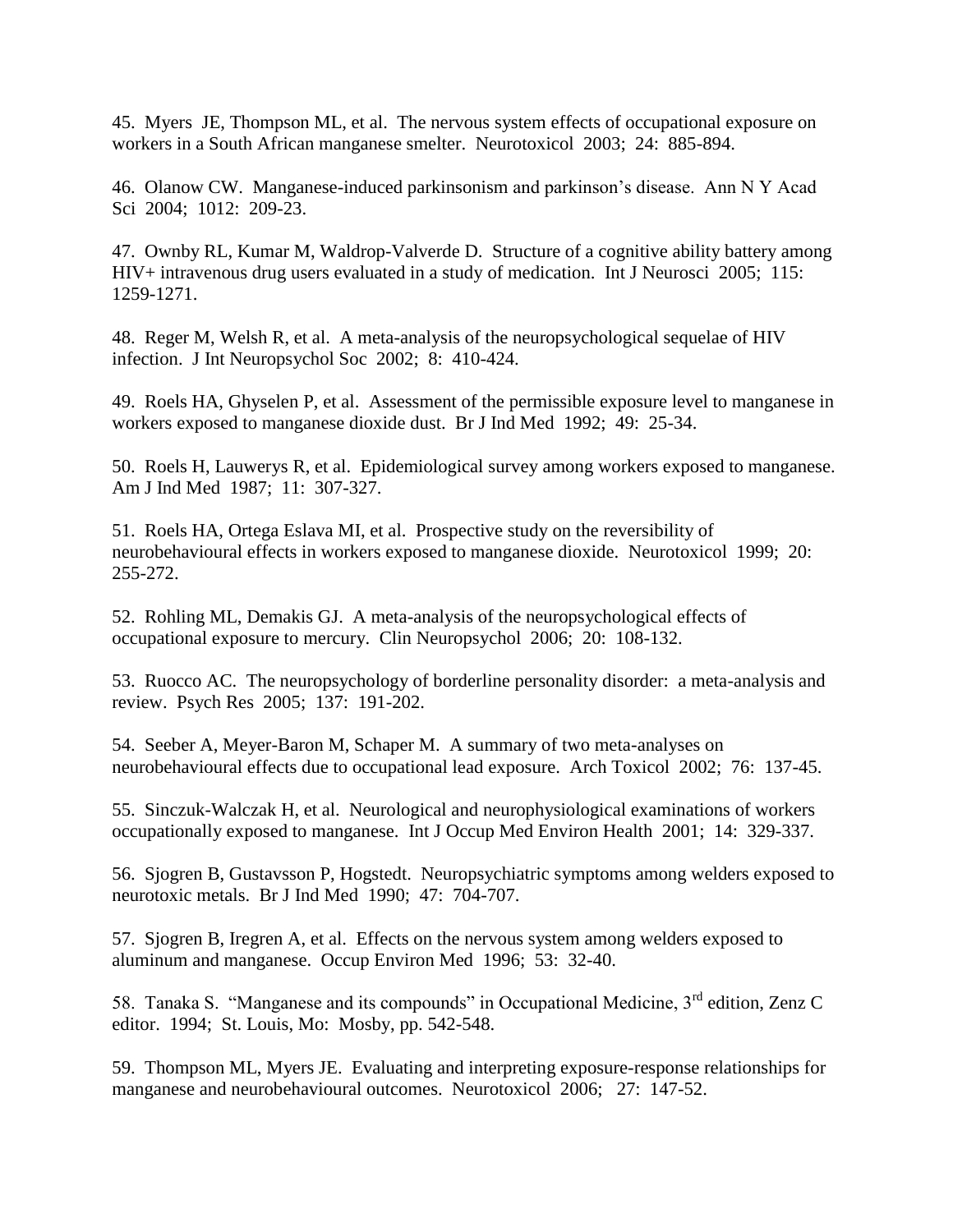45. Myers JE, Thompson ML, et al. The nervous system effects of occupational exposure on workers in a South African manganese smelter. Neurotoxicol 2003; 24: 885-894.

46. Olanow CW. Manganese-induced parkinsonism and parkinson's disease. Ann N Y Acad Sci 2004; 1012: 209-23.

47. Ownby RL, Kumar M, Waldrop-Valverde D. Structure of a cognitive ability battery among HIV+ intravenous drug users evaluated in a study of medication. Int J Neurosci 2005; 115: 1259-1271.

48. Reger M, Welsh R, et al. A meta-analysis of the neuropsychological sequelae of HIV infection. J Int Neuropsychol Soc 2002; 8: 410-424.

49. Roels HA, Ghyselen P, et al. Assessment of the permissible exposure level to manganese in workers exposed to manganese dioxide dust. Br J Ind Med 1992; 49: 25-34.

50. Roels H, Lauwerys R, et al. Epidemiological survey among workers exposed to manganese. Am J Ind Med 1987; 11: 307-327.

51. Roels HA, Ortega Eslava MI, et al. Prospective study on the reversibility of neurobehavioural effects in workers exposed to manganese dioxide. Neurotoxicol 1999; 20: 255-272.

52. Rohling ML, Demakis GJ. A meta-analysis of the neuropsychological effects of occupational exposure to mercury. Clin Neuropsychol 2006; 20: 108-132.

53. Ruocco AC. The neuropsychology of borderline personality disorder: a meta-analysis and review. Psych Res 2005; 137: 191-202.

54. Seeber A, Meyer-Baron M, Schaper M. A summary of two meta-analyses on neurobehavioural effects due to occupational lead exposure. Arch Toxicol 2002; 76: 137-45.

55. Sinczuk-Walczak H, et al. Neurological and neurophysiological examinations of workers occupationally exposed to manganese. Int J Occup Med Environ Health 2001; 14: 329-337.

56. Sjogren B, Gustavsson P, Hogstedt. Neuropsychiatric symptoms among welders exposed to neurotoxic metals. Br J Ind Med 1990; 47: 704-707.

57. Sjogren B, Iregren A, et al. Effects on the nervous system among welders exposed to aluminum and manganese. Occup Environ Med 1996; 53: 32-40.

58. Tanaka S. "Manganese and its compounds" in Occupational Medicine, 3rd edition, Zenz C editor. 1994; St. Louis, Mo: Mosby, pp. 542-548.

59. Thompson ML, Myers JE. Evaluating and interpreting exposure-response relationships for manganese and neurobehavioural outcomes. Neurotoxicol 2006; 27: 147-52.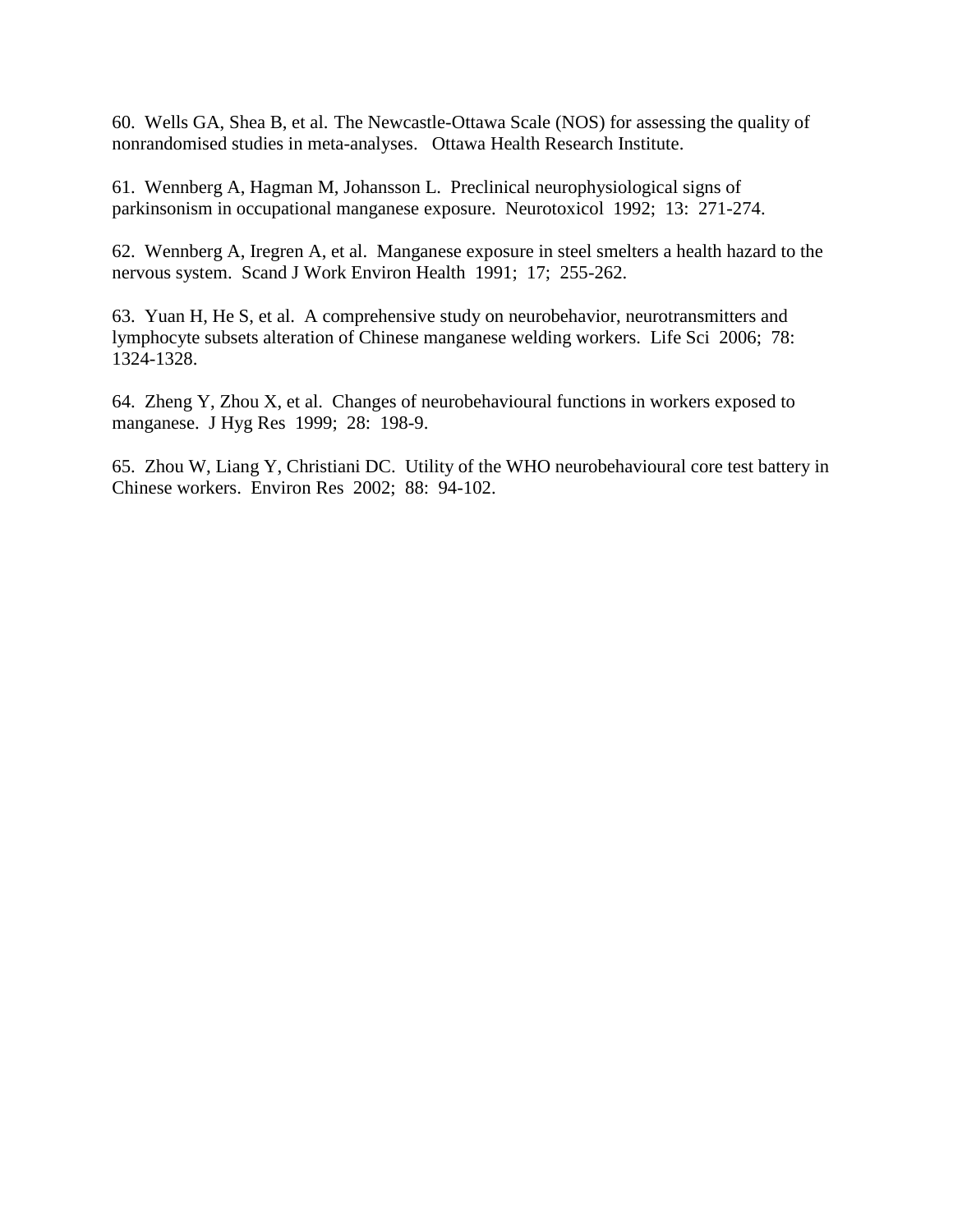60. Wells GA, Shea B, et al. The Newcastle-Ottawa Scale (NOS) for assessing the quality of nonrandomised studies in meta-analyses. Ottawa Health Research Institute.

61. Wennberg A, Hagman M, Johansson L. Preclinical neurophysiological signs of parkinsonism in occupational manganese exposure. Neurotoxicol 1992; 13: 271-274.

62. Wennberg A, Iregren A, et al. Manganese exposure in steel smelters a health hazard to the nervous system. Scand J Work Environ Health 1991; 17; 255-262.

63. Yuan H, He S, et al. A comprehensive study on neurobehavior, neurotransmitters and lymphocyte subsets alteration of Chinese manganese welding workers. Life Sci 2006; 78: 1324-1328.

64. Zheng Y, Zhou X, et al. Changes of neurobehavioural functions in workers exposed to manganese. J Hyg Res 1999; 28: 198-9.

65. Zhou W, Liang Y, Christiani DC. Utility of the WHO neurobehavioural core test battery in Chinese workers. Environ Res 2002; 88: 94-102.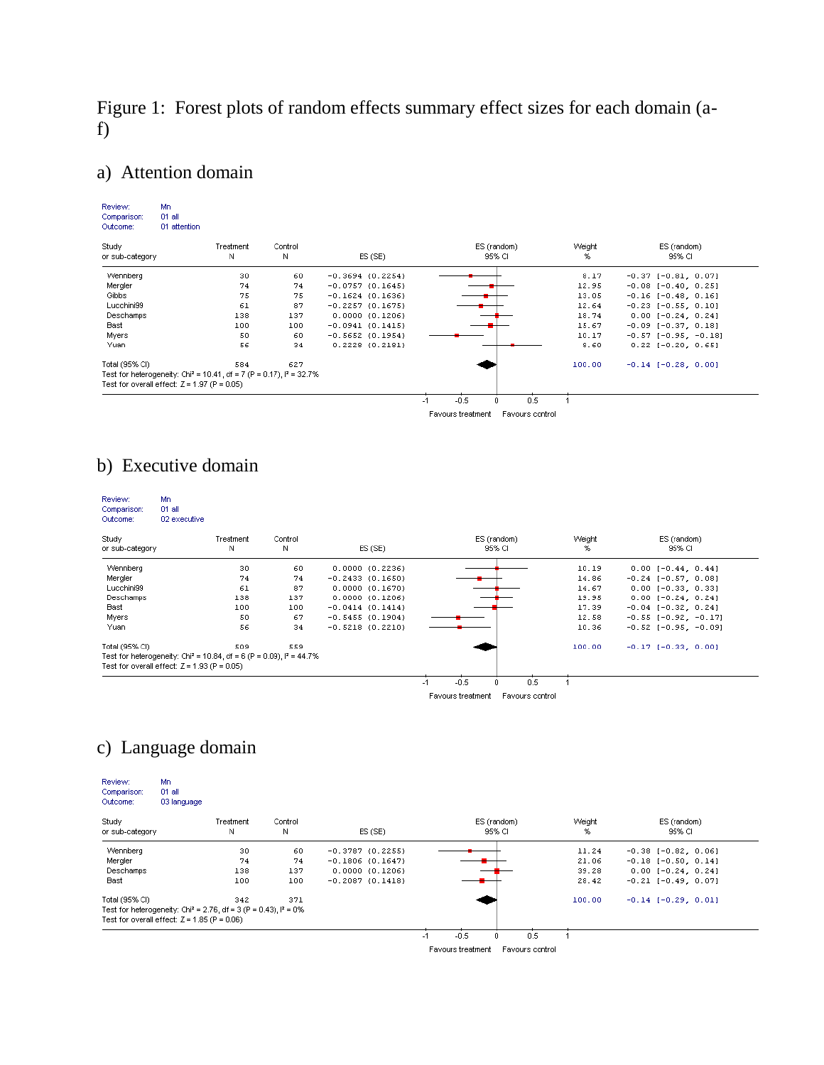Figure 1: Forest plots of random effects summary effect sizes for each domain (a-f)

## a) Attention domain

Review: Mn
Comparison: 01 all
Outcome: 01 attention

| Study or sub-category | Treatment N | Control N | ES (SE) | Weight % | ES (random) 95% CI |
|---|---|---|---|---|---|
| Wennberg | 30 | 60 | -0.3694 (0.2254) | 8.17 | -0.37 [-0.81, 0.07] |
| Mergler | 74 | 74 | -0.0757 (0.1645) | 12.95 | -0.08 [-0.40, 0.25] |
| Gibbs | 75 | 75 | -0.1624 (0.1636) | 13.05 | -0.16 [-0.48, 0.16] |
| Lucchini99 | 61 | 87 | -0.2257 (0.1675) | 12.64 | -0.23 [-0.55, 0.10] |
| Deschamps | 138 | 137 | 0.0000 (0.1206) | 18.74 | 0.00 [-0.24, 0.24] |
| Bast | 100 | 100 | -0.0941 (0.1415) | 15.67 | -0.09 [-0.37, 0.18] |
| Myers | 50 | 60 | -0.5652 (0.1954) | 10.17 | -0.57 [-0.95, -0.18] |
| Yuan | 56 | 34 | 0.2228 (0.2181) | 8.60 | 0.22 [-0.20, 0.65] |
| Total (95% CI) | 584 | 627 | | 100.00 | -0.14 [-0.28, 0.00] |

Test for heterogeneity: Chi² = 10.41, df = 7 (P = 0.17), I² = 32.7%
Test for overall effect: Z = 1.97 (P = 0.05)

Favours treatment | Favours control

## b) Executive domain

Review: Mn
Comparison: 01 all
Outcome: 02 executive

| Study or sub-category | Treatment N | Control N | ES (SE) | Weight % | ES (random) 95% CI |
|---|---|---|---|---|---|
| Wennberg | 30 | 60 | 0.0000 (0.2236) | 10.19 | 0.00 [-0.44, 0.44] |
| Mergler | 74 | 74 | -0.2433 (0.1650) | 14.86 | -0.24 [-0.57, 0.08] |
| Lucchini99 | 61 | 87 | 0.0000 (0.1670) | 14.67 | 0.00 [-0.33, 0.33] |
| Deschamps | 138 | 137 | 0.0000 (0.1206) | 19.95 | 0.00 [-0.24, 0.24] |
| Bast | 100 | 100 | -0.0414 (0.1414) | 17.39 | -0.04 [-0.32, 0.24] |
| Myers | 50 | 67 | -0.5455 (0.1904) | 12.58 | -0.55 [-0.92, -0.17] |
| Yuan | 56 | 34 | -0.5218 (0.2210) | 10.36 | -0.52 [-0.95, -0.09] |
| Total (95% CI) | 509 | 559 | | 100.00 | -0.17 [-0.33, 0.00] |

Test for heterogeneity: Chi² = 10.84, df = 6 (P = 0.09), I² = 44.7%
Test for overall effect: Z = 1.93 (P = 0.05)

Favours treatment | Favours control

## c) Language domain

Review: Mn
Comparison: 01 all
Outcome: 03 language

| Study or sub-category | Treatment N | Control N | ES (SE) | Weight % | ES (random) 95% CI |
|---|---|---|---|---|---|
| Wennberg | 30 | 60 | -0.3787 (0.2255) | 11.24 | -0.38 [-0.82, 0.06] |
| Mergler | 74 | 74 | -0.1806 (0.1647) | 21.06 | -0.18 [-0.50, 0.14] |
| Deschamps | 138 | 137 | 0.0000 (0.1206) | 39.28 | 0.00 [-0.24, 0.24] |
| Bast | 100 | 100 | -0.2087 (0.1418) | 28.42 | -0.21 [-0.49, 0.07] |
| Total (95% CI) | 342 | 371 | | 100.00 | -0.14 [-0.29, 0.01] |

Test for heterogeneity: Chi² = 2.76, df = 3 (P = 0.43), I² = 0%
Test for overall effect: Z = 1.85 (P = 0.06)

Favours treatment | Favours control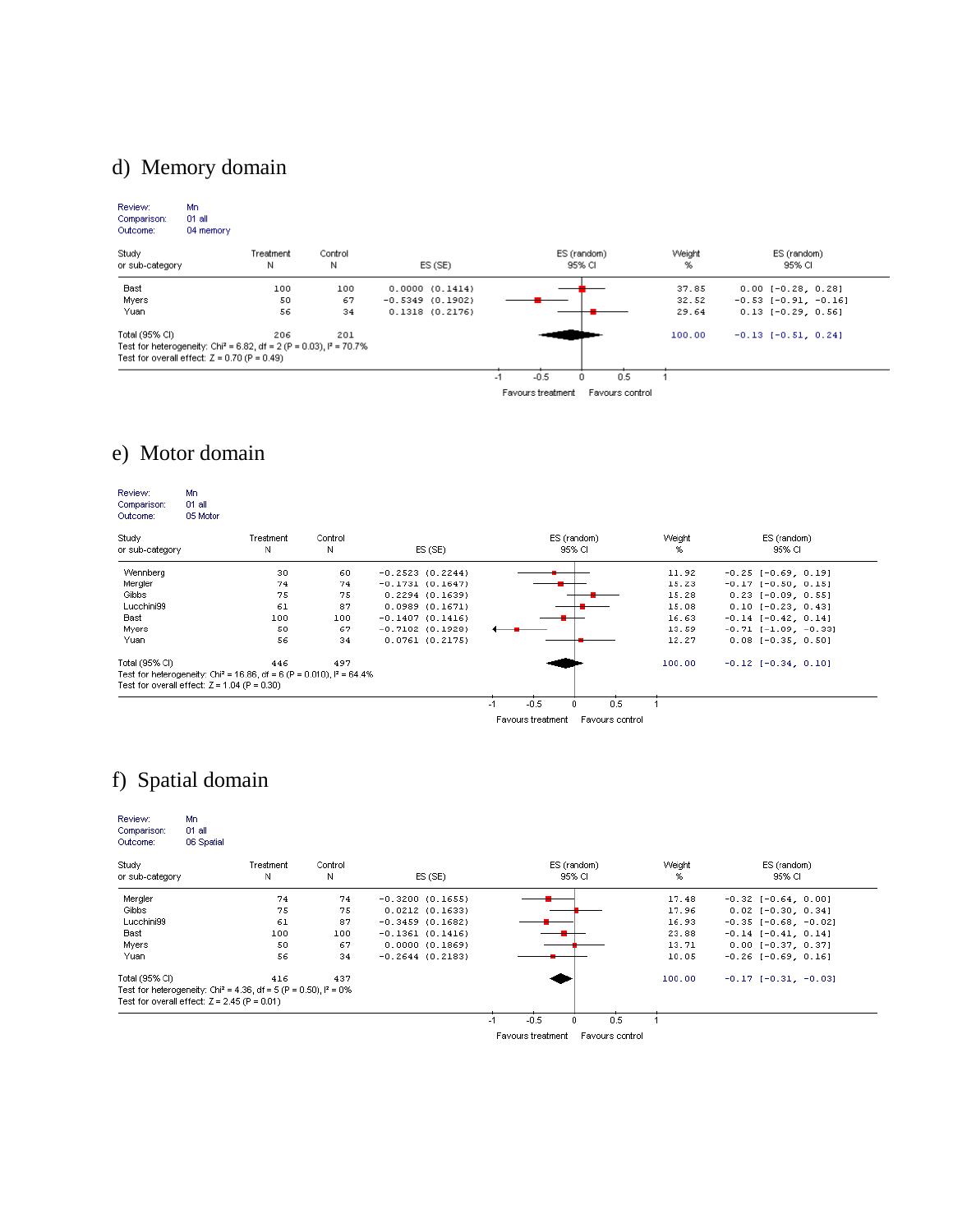d) Memory domain

Review: Mn
Comparison: 01 all
Outcome: 04 memory

| Study or sub-category | Treatment N | Control N | ES (SE) | Weight % | ES (random) 95% CI |
|---|---|---|---|---|---|
| Bast | 100 | 100 | 0.0000 (0.1414) | 37.85 | 0.00 [-0.28, 0.28] |
| Myers | 50 | 67 | -0.5349 (0.1902) | 32.52 | -0.53 [-0.91, -0.16] |
| Yuan | 56 | 34 | 0.1318 (0.2176) | 29.64 | 0.13 [-0.29, 0.56] |
| Total (95% CI) | 206 | 201 | | 100.00 | -0.13 [-0.51, 0.24] |

Test for heterogeneity: Chi² = 6.82, df = 2 (P = 0.03), I² = 70.7%
Test for overall effect: Z = 0.70 (P = 0.49)

Favours treatment — Favours control

e) Motor domain

Review: Mn
Comparison: 01 all
Outcome: 05 Motor

| Study or sub-category | Treatment N | Control N | ES (SE) | Weight % | ES (random) 95% CI |
|---|---|---|---|---|---|
| Wennberg | 30 | 60 | -0.2523 (0.2244) | 11.92 | -0.25 [-0.69, 0.19] |
| Mergler | 74 | 74 | -0.1731 (0.1647) | 15.23 | -0.17 [-0.50, 0.15] |
| Gibbs | 75 | 75 | 0.2294 (0.1639) | 15.28 | 0.23 [-0.09, 0.55] |
| Lucchini99 | 61 | 87 | 0.0989 (0.1671) | 15.08 | 0.10 [-0.23, 0.43] |
| Bast | 100 | 100 | -0.1407 (0.1416) | 16.63 | -0.14 [-0.42, 0.14] |
| Myers | 50 | 67 | -0.7102 (0.1920) | 13.59 | -0.71 [-1.09, -0.33] |
| Yuan | 56 | 34 | 0.0761 (0.2175) | 12.27 | 0.08 [-0.35, 0.50] |
| Total (95% CI) | 446 | 497 | | 100.00 | -0.12 [-0.34, 0.10] |

Test for heterogeneity: Chi² = 16.86, df = 6 (P = 0.010), I² = 64.4%
Test for overall effect: Z = 1.04 (P = 0.30)

Favours treatment — Favours control

f) Spatial domain

Review: Mn
Comparison: 01 all
Outcome: 06 Spatial

| Study or sub-category | Treatment N | Control N | ES (SE) | Weight % | ES (random) 95% CI |
|---|---|---|---|---|---|
| Mergler | 74 | 74 | -0.3200 (0.1655) | 17.48 | -0.32 [-0.64, 0.00] |
| Gibbs | 75 | 75 | 0.0212 (0.1633) | 17.96 | 0.02 [-0.30, 0.34] |
| Lucchini99 | 61 | 87 | -0.3459 (0.1682) | 16.93 | -0.35 [-0.68, -0.02] |
| Bast | 100 | 100 | -0.1361 (0.1416) | 23.88 | -0.14 [-0.41, 0.14] |
| Myers | 50 | 67 | 0.0000 (0.1869) | 13.71 | 0.00 [-0.37, 0.37] |
| Yuan | 56 | 34 | -0.2644 (0.2183) | 10.05 | -0.26 [-0.69, 0.16] |
| Total (95% CI) | 416 | 437 | | 100.00 | -0.17 [-0.31, -0.03] |

Test for heterogeneity: Chi² = 4.36, df = 5 (P = 0.50), I² = 0%
Test for overall effect: Z = 2.45 (P = 0.01)

Favours treatment — Favours control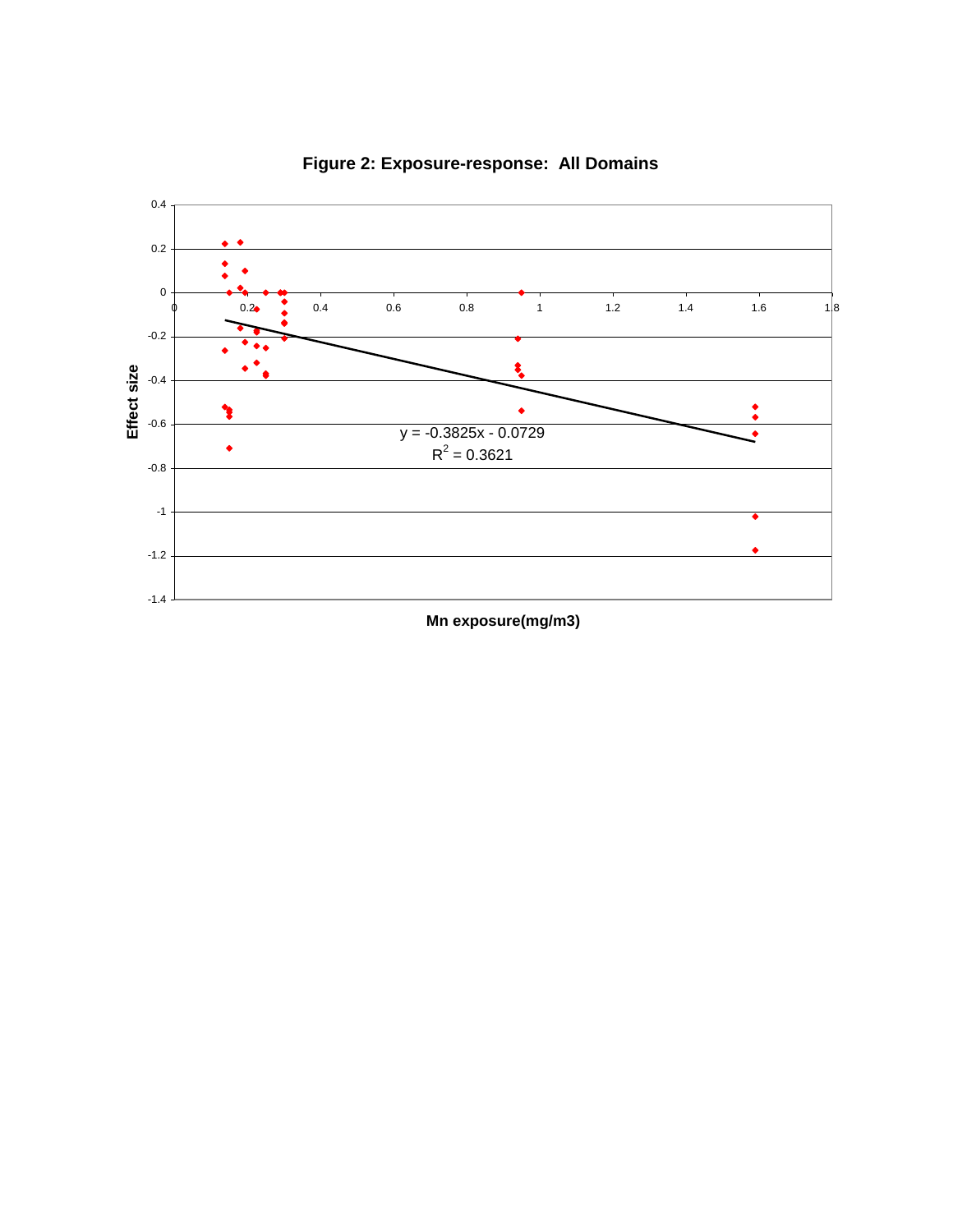**Figure 2: Exposure-response: All Domains**

$$y = -0.3825x - 0.0729$$
$$R^2 = 0.3621$$

Effect size

Mn exposure(mg/m3)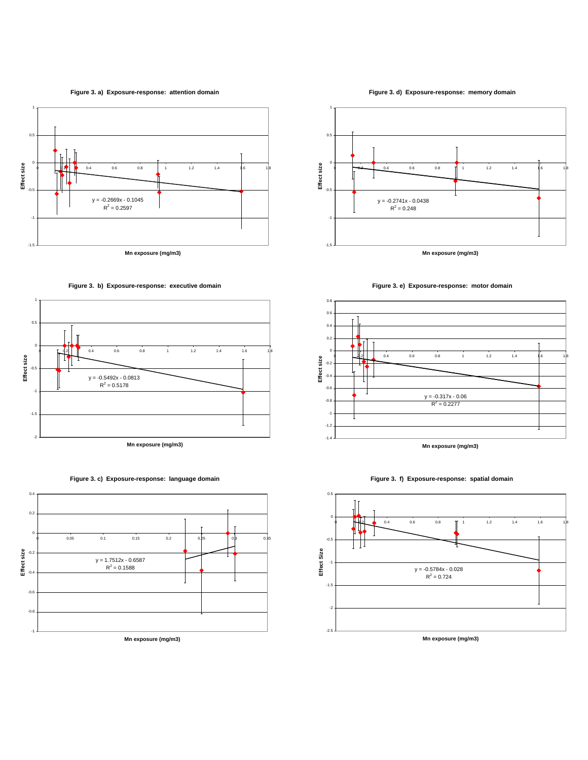**Figure 3. a) Exposure-response: attention domain**

Effect size

$y = -0.2669x - 0.1045$
$R^2 = 0.2597$

Mn exposure (mg/m3)

**Figure 3. b) Exposure-response: executive domain**

Effect size

$y = -0.5492x - 0.0813$
$R^2 = 0.5178$

Mn exposure (mg/m3)

**Figure 3. c) Exposure-response: language domain**

Effect size

$y = 1.7512x - 0.6587$
$R^2 = 0.1588$

Mn exposure (mg/m3)

**Figure 3. d) Exposure-response: memory domain**

Effect size

$y = -0.2741x - 0.0438$
$R^2 = 0.248$

Mn exposure (mg/m3)

**Figure 3. e) Exposure-response: motor domain**

Effect size

$y = -0.317x - 0.06$
$R^2 = 0.2277$

Mn exposure (mg/m3)

**Figure 3. f) Exposure-response: spatial domain**

Effect Size

$y = -0.5784x - 0.028$
$R^2 = 0.724$

Mn exposure (mg/m3)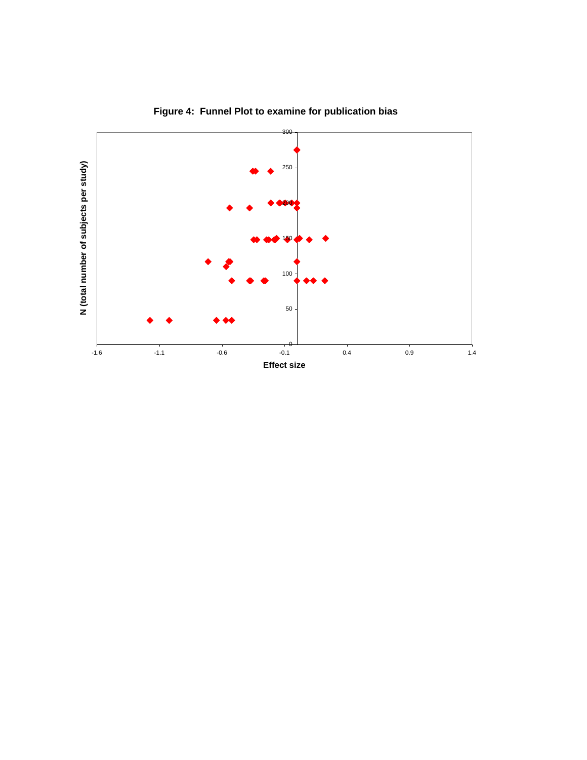**Figure 4: Funnel Plot to examine for publication bias**

N (total number of subjects per study)

Effect size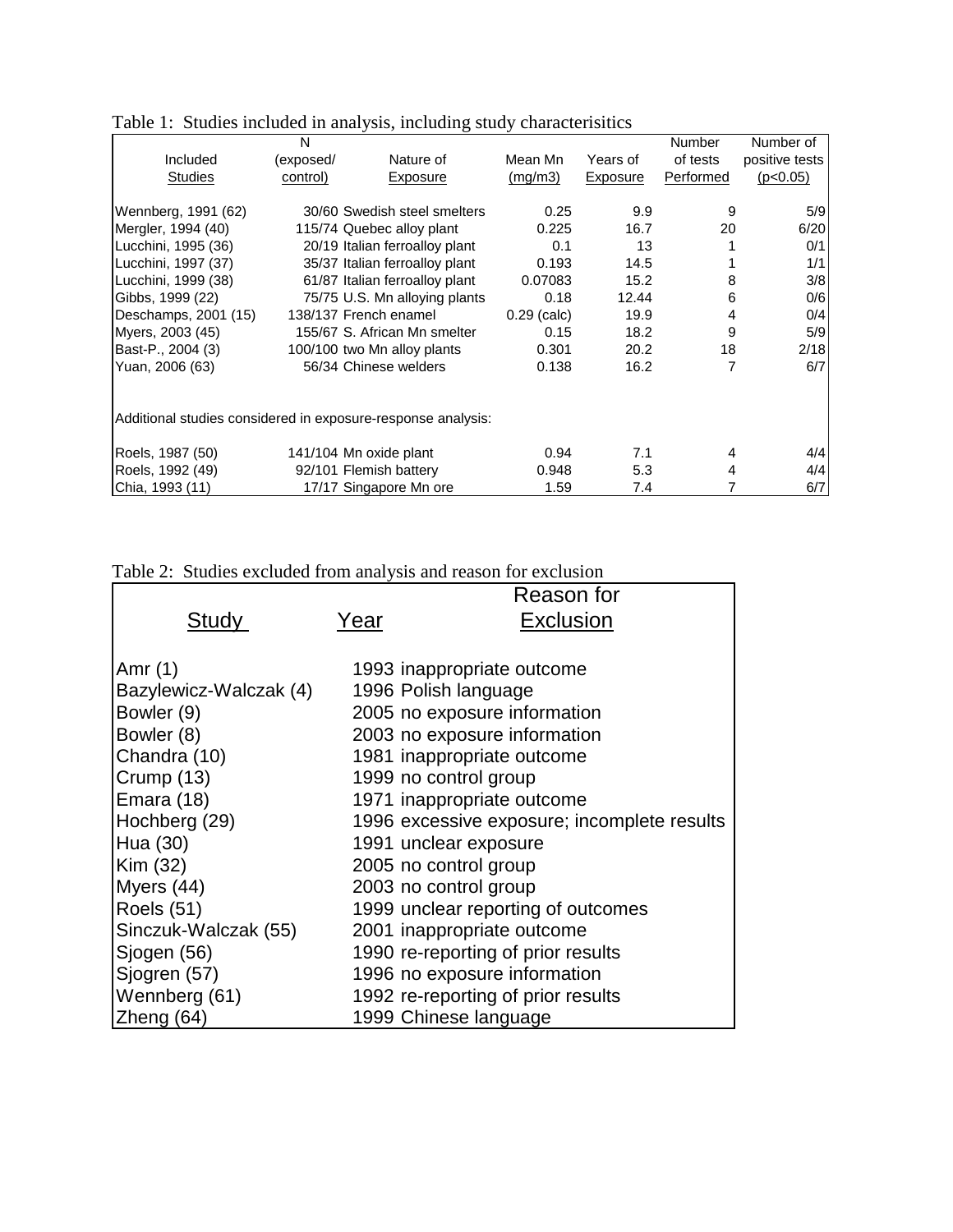Table 1: Studies included in analysis, including study characterisitics

| Included Studies | N (exposed/ control) | Nature of Exposure | Mean Mn (mg/m3) | Years of Exposure | Number of tests Performed | Number of positive tests (p<0.05) |
|---|---|---|---|---|---|---|
| Wennberg, 1991 (62) | 30/60 | Swedish steel smelters | 0.25 | 9.9 | 9 | 5/9 |
| Mergler, 1994 (40) | 115/74 | Quebec alloy plant | 0.225 | 16.7 | 20 | 6/20 |
| Lucchini, 1995 (36) | 20/19 | Italian ferroalloy plant | 0.1 | 13 | 1 | 0/1 |
| Lucchini, 1997 (37) | 35/37 | Italian ferroalloy plant | 0.193 | 14.5 | 1 | 1/1 |
| Lucchini, 1999 (38) | 61/87 | Italian ferroalloy plant | 0.07083 | 15.2 | 8 | 3/8 |
| Gibbs, 1999 (22) | 75/75 | U.S. Mn alloying plants | 0.18 | 12.44 | 6 | 0/6 |
| Deschamps, 2001 (15) | 138/137 | French enamel | 0.29 (calc) | 19.9 | 4 | 0/4 |
| Myers, 2003 (45) | 155/67 | S. African Mn smelter | 0.15 | 18.2 | 9 | 5/9 |
| Bast-P., 2004 (3) | 100/100 | two Mn alloy plants | 0.301 | 20.2 | 18 | 2/18 |
| Yuan, 2006 (63) | 56/34 | Chinese welders | 0.138 | 16.2 | 7 | 6/7 |
| Additional studies considered in exposure-response analysis: | | | | | | |
| Roels, 1987 (50) | 141/104 | Mn oxide plant | 0.94 | 7.1 | 4 | 4/4 |
| Roels, 1992 (49) | 92/101 | Flemish battery | 0.948 | 5.3 | 4 | 4/4 |
| Chia, 1993 (11) | 17/17 | Singapore Mn ore | 1.59 | 7.4 | 7 | 6/7 |

Table 2: Studies excluded from analysis and reason for exclusion

| Study | Year | Reason for Exclusion |
|---|---|---|
| Amr (1) | 1993 | inappropriate outcome |
| Bazylewicz-Walczak (4) | 1996 | Polish language |
| Bowler (9) | 2005 | no exposure information |
| Bowler (8) | 2003 | no exposure information |
| Chandra (10) | 1981 | inappropriate outcome |
| Crump (13) | 1999 | no control group |
| Emara (18) | 1971 | inappropriate outcome |
| Hochberg (29) | 1996 | excessive exposure; incomplete results |
| Hua (30) | 1991 | unclear exposure |
| Kim (32) | 2005 | no control group |
| Myers (44) | 2003 | no control group |
| Roels (51) | 1999 | unclear reporting of outcomes |
| Sinczuk-Walczak (55) | 2001 | inappropriate outcome |
| Sjogen (56) | 1990 | re-reporting of prior results |
| Sjogren (57) | 1996 | no exposure information |
| Wennberg (61) | 1992 | re-reporting of prior results |
| Zheng (64) | 1999 | Chinese language |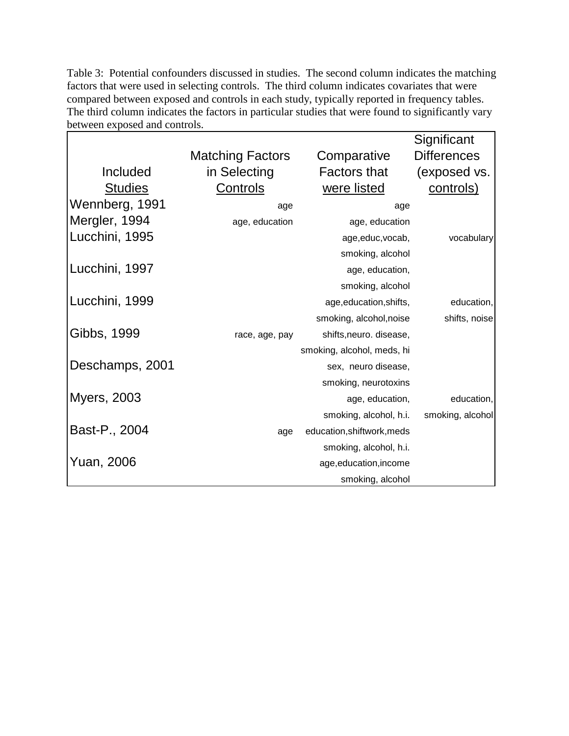Table 3: Potential confounders discussed in studies. The second column indicates the matching factors that were used in selecting controls. The third column indicates covariates that were compared between exposed and controls in each study, typically reported in frequency tables. The third column indicates the factors in particular studies that were found to significantly vary between exposed and controls.

| Included Studies | Matching Factors in Selecting Controls | Comparative Factors that were listed | Significant Differences (exposed vs. controls) |
|---|---|---|---|
| Wennberg, 1991 | age | age | |
| Mergler, 1994 | age, education | age, education | |
| Lucchini, 1995 | | age,educ,vocab, smoking, alcohol | vocabulary |
| Lucchini, 1997 | | age, education, smoking, alcohol | |
| Lucchini, 1999 | | age,education,shifts, smoking, alcohol,noise | education, shifts, noise |
| Gibbs, 1999 | race, age, pay | shifts,neuro. disease, smoking, alcohol, meds, hi | |
| Deschamps, 2001 | | sex, neuro disease, smoking, neurotoxins | |
| Myers, 2003 | | age, education, smoking, alcohol, h.i. | education, smoking, alcohol |
| Bast-P., 2004 | age | education,shiftwork,meds smoking, alcohol, h.i. | |
| Yuan, 2006 | | age,education,income smoking, alcohol | |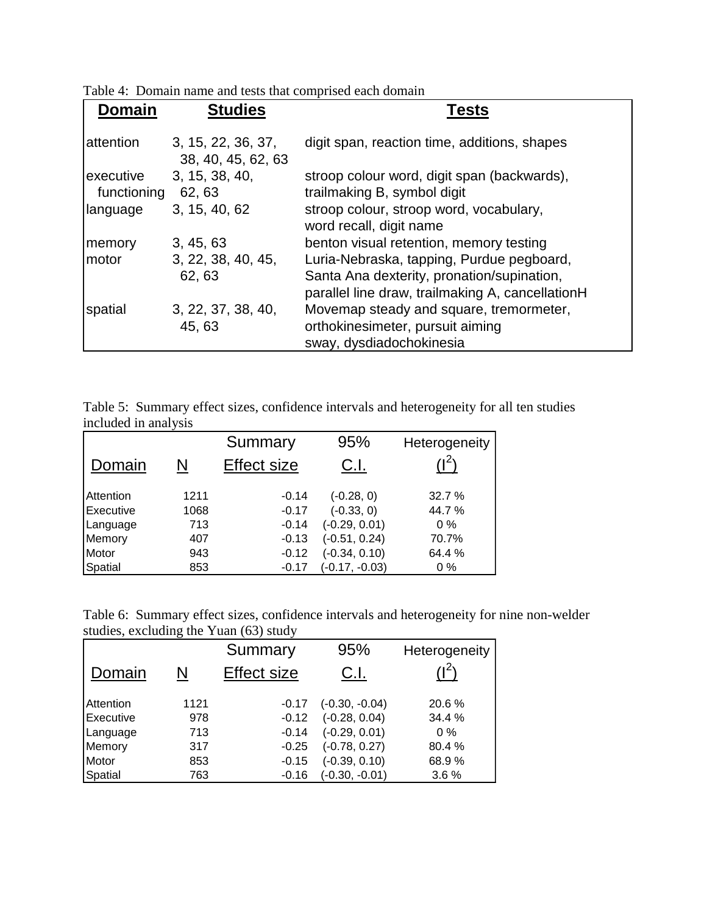Table 4: Domain name and tests that comprised each domain

| Domain | Studies | Tests |
|---|---|---|
| attention | 3, 15, 22, 36, 37, 38, 40, 45, 62, 63 | digit span, reaction time, additions, shapes |
| executive functioning | 3, 15, 38, 40, 62, 63 | stroop colour word, digit span (backwards), trailmaking B, symbol digit |
| language | 3, 15, 40, 62 | stroop colour, stroop word, vocabulary, word recall, digit name |
| memory | 3, 45, 63 | benton visual retention, memory testing |
| motor | 3, 22, 38, 40, 45, 62, 63 | Luria-Nebraska, tapping, Purdue pegboard, Santa Ana dexterity, pronation/supination, parallel line draw, trailmaking A, cancellationH |
| spatial | 3, 22, 37, 38, 40, 45, 63 | Movemap steady and square, tremormeter, orthokinesimeter, pursuit aiming sway, dysdiadochokinesia |

Table 5: Summary effect sizes, confidence intervals and heterogeneity for all ten studies included in analysis

| Domain | N | Summary Effect size | 95% C.I. | Heterogeneity ($I^2$) |
|---|---|---|---|---|
| Attention | 1211 | -0.14 | (-0.28, 0) | 32.7 % |
| Executive | 1068 | -0.17 | (-0.33, 0) | 44.7 % |
| Language | 713 | -0.14 | (-0.29, 0.01) | 0 % |
| Memory | 407 | -0.13 | (-0.51, 0.24) | 70.7% |
| Motor | 943 | -0.12 | (-0.34, 0.10) | 64.4 % |
| Spatial | 853 | -0.17 | (-0.17, -0.03) | 0 % |

Table 6: Summary effect sizes, confidence intervals and heterogeneity for nine non-welder studies, excluding the Yuan (63) study

| Domain | N | Summary Effect size | 95% C.I. | Heterogeneity ($I^2$) |
|---|---|---|---|---|
| Attention | 1121 | -0.17 | (-0.30, -0.04) | 20.6 % |
| Executive | 978 | -0.12 | (-0.28, 0.04) | 34.4 % |
| Language | 713 | -0.14 | (-0.29, 0.01) | 0 % |
| Memory | 317 | -0.25 | (-0.78, 0.27) | 80.4 % |
| Motor | 853 | -0.15 | (-0.39, 0.10) | 68.9 % |
| Spatial | 763 | -0.16 | (-0.30, -0.01) | 3.6 % |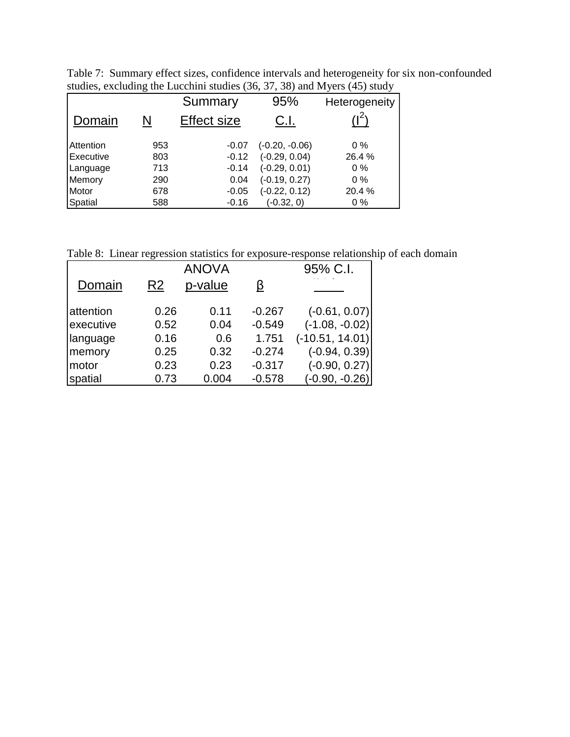Table 7: Summary effect sizes, confidence intervals and heterogeneity for six non-confounded studies, excluding the Lucchini studies (36, 37, 38) and Myers (45) study

| Domain | N | Summary Effect size | 95% C.I. | Heterogeneity ($I^2$) |
|---|---|---|---|---|
| Attention | 953 | -0.07 | (-0.20, -0.06) | 0 % |
| Executive | 803 | -0.12 | (-0.29, 0.04) | 26.4 % |
| Language | 713 | -0.14 | (-0.29, 0.01) | 0 % |
| Memory | 290 | 0.04 | (-0.19, 0.27) | 0 % |
| Motor | 678 | -0.05 | (-0.22, 0.12) | 20.4 % |
| Spatial | 588 | -0.16 | (-0.32, 0) | 0 % |

Table 8: Linear regression statistics for exposure-response relationship of each domain

| Domain | R2 | ANOVA p-value | β | 95% C.I. |
|---|---|---|---|---|
| attention | 0.26 | 0.11 | -0.267 | (-0.61, 0.07) |
| executive | 0.52 | 0.04 | -0.549 | (-1.08, -0.02) |
| language | 0.16 | 0.6 | 1.751 | (-10.51, 14.01) |
| memory | 0.25 | 0.32 | -0.274 | (-0.94, 0.39) |
| motor | 0.23 | 0.23 | -0.317 | (-0.90, 0.27) |
| spatial | 0.73 | 0.004 | -0.578 | (-0.90, -0.26) |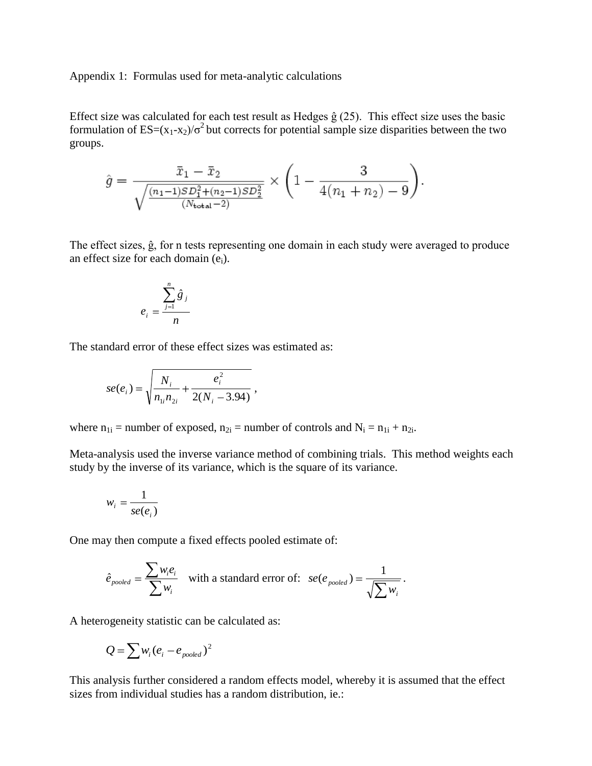Appendix 1: Formulas used for meta-analytic calculations

Effect size was calculated for each test result as Hedges ĝ (25). This effect size uses the basic formulation of $ES=(x_1-x_2)/\sigma^2$ but corrects for potential sample size disparities between the two groups.

$$\hat{g} = \frac{\bar{x}_1 - \bar{x}_2}{\sqrt{\frac{(n_1-1)SD_1^2+(n_2-1)SD_2^2}{(N_{\text{total}}-2)}}} \times \left(1 - \frac{3}{4(n_1+n_2)-9}\right).$$

The effect sizes, ĝ, for n tests representing one domain in each study were averaged to produce an effect size for each domain ($e_i$).

$$e_i = \frac{\sum_{j=1}^{n} \hat{g}_j}{n}$$

The standard error of these effect sizes was estimated as:

$$se(e_i) = \sqrt{\frac{N_i}{n_{1i}n_{2i}} + \frac{e_i^2}{2(N_i - 3.94)}},$$

where $n_{1i}$ = number of exposed, $n_{2i}$ = number of controls and $N_i = n_{1i} + n_{2i}$.

Meta-analysis used the inverse variance method of combining trials. This method weights each study by the inverse of its variance, which is the square of its variance.

$$w_i = \frac{1}{se(e_i)}$$

One may then compute a fixed effects pooled estimate of:

$$\hat{e}_{pooled} = \frac{\sum w_i e_i}{\sum w_i} \quad \text{with a standard error of:} \quad se(e_{pooled}) = \frac{1}{\sqrt{\sum w_i}}.$$

A heterogeneity statistic can be calculated as:

$$Q = \sum w_i (e_i - e_{pooled})^2$$

This analysis further considered a random effects model, whereby it is assumed that the effect sizes from individual studies has a random distribution, ie.: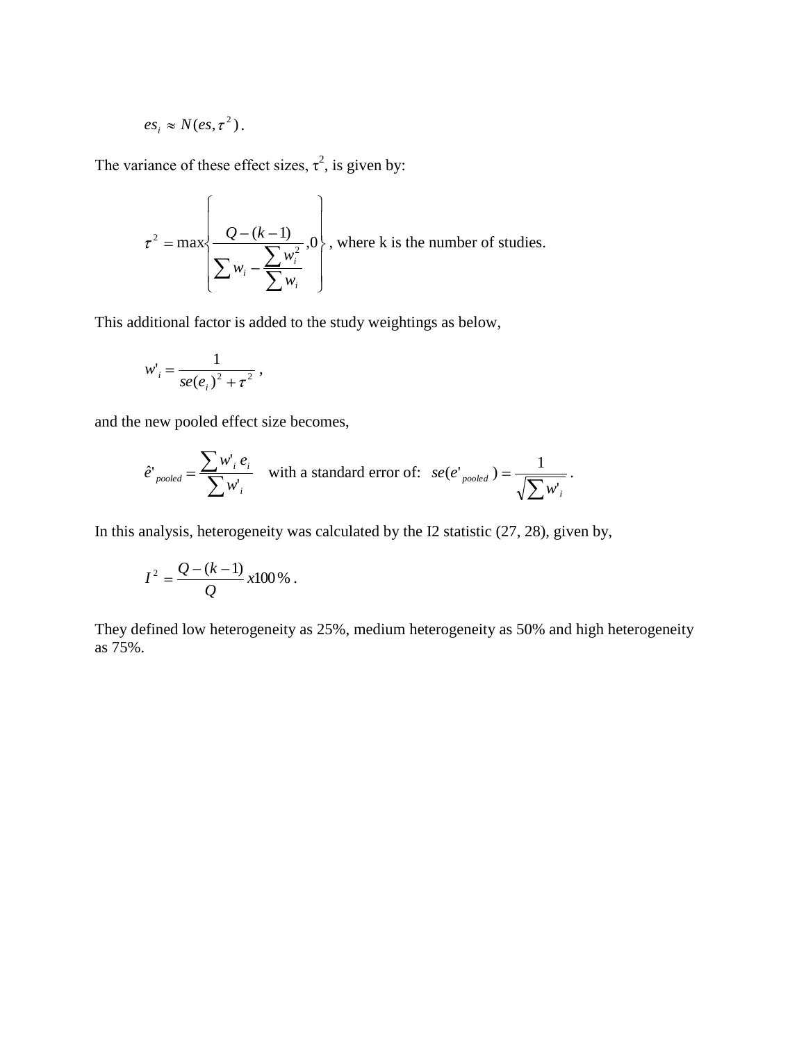$$es_i \approx N(es, \tau^2).$$

The variance of these effect sizes, $\tau^2$, is given by:

$$\tau^2 = \max\left\{ \frac{Q-(k-1)}{\sum w_i - \frac{\sum w_i^2}{\sum w_i}}, 0 \right\}$$, where k is the number of studies.

This additional factor is added to the study weightings as below,

$$w'_i = \frac{1}{se(e_i)^2 + \tau^2},$$

and the new pooled effect size becomes,

$$\hat{e}'_{pooled} = \frac{\sum w'_i \, e_i}{\sum w'_i} \quad \text{with a standard error of:} \quad se(e'_{pooled}) = \frac{1}{\sqrt{\sum w'_i}}.$$

In this analysis, heterogeneity was calculated by the I2 statistic (27, 28), given by,

$$I^2 = \frac{Q-(k-1)}{Q} x100\%.$$

They defined low heterogeneity as 25%, medium heterogeneity as 50% and high heterogeneity as 75%.